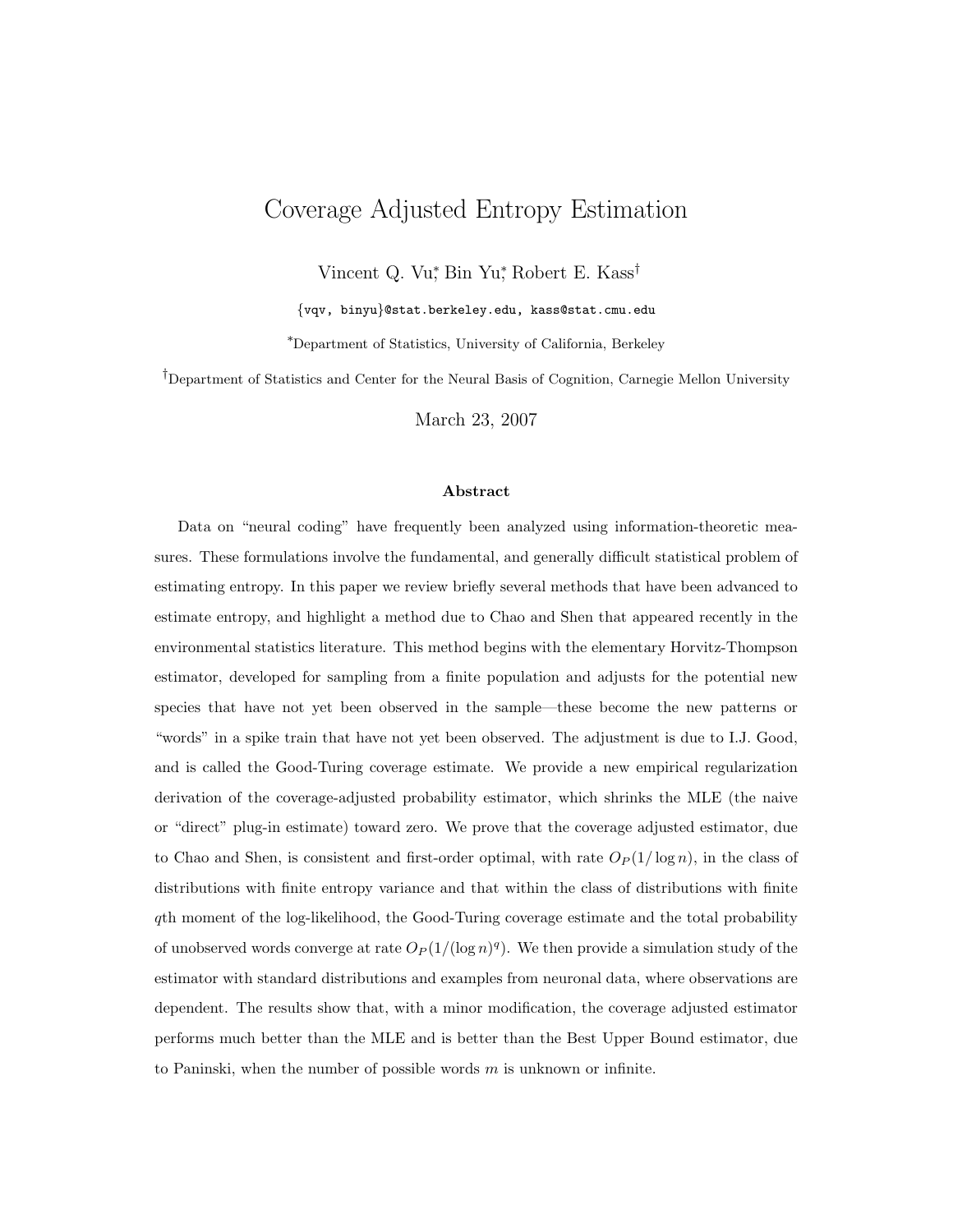# Coverage Adjusted Entropy Estimation

Vincent Q. Vu[*], Bin Yu[*], Robert E. Kass[†]

{vqv, binyu}@stat.berkeley.edu, kass@stat.cmu.edu

[*]Department of Statistics, University of California, Berkeley

[†]Department of Statistics and Center for the Neural Basis of Cognition, Carnegie Mellon University

March 23, 2007

### Abstract

Data on "neural coding" have frequently been analyzed using information-theoretic measures. These formulations involve the fundamental, and generally difficult statistical problem of estimating entropy. In this paper we review briefly several methods that have been advanced to estimate entropy, and highlight a method due to Chao and Shen that appeared recently in the environmental statistics literature. This method begins with the elementary Horvitz-Thompson estimator, developed for sampling from a finite population and adjusts for the potential new species that have not yet been observed in the sample—these become the new patterns or "words" in a spike train that have not yet been observed. The adjustment is due to I.J. Good, and is called the Good-Turing coverage estimate. We provide a new empirical regularization derivation of the coverage-adjusted probability estimator, which shrinks the MLE (the naive or "direct" plug-in estimate) toward zero. We prove that the coverage adjusted estimator, due to Chao and Shen, is consistent and first-order optimal, with rate $O_P(1/\log n)$, in the class of distributions with finite entropy variance and that within the class of distributions with finite $q$th moment of the log-likelihood, the Good-Turing coverage estimate and the total probability of unobserved words converge at rate $O_P(1/(\log n)^q)$. We then provide a simulation study of the estimator with standard distributions and examples from neuronal data, where observations are dependent. The results show that, with a minor modification, the coverage adjusted estimator performs much better than the MLE and is better than the Best Upper Bound estimator, due to Paninski, when the number of possible words $m$ is unknown or infinite.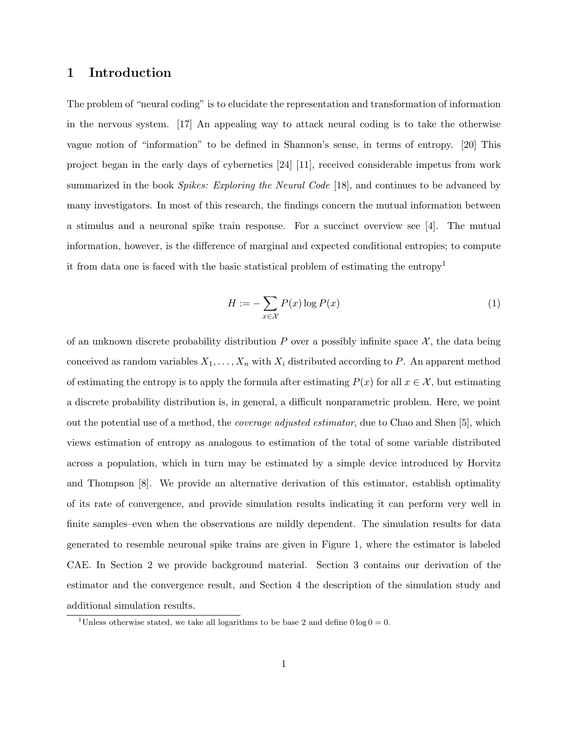# 1 Introduction

The problem of "neural coding" is to elucidate the representation and transformation of information in the nervous system. [17] An appealing way to attack neural coding is to take the otherwise vague notion of "information" to be defined in Shannon's sense, in terms of entropy. [20] This project began in the early days of cybernetics [24] [11], received considerable impetus from work summarized in the book *Spikes: Exploring the Neural Code* [18], and continues to be advanced by many investigators. In most of this research, the findings concern the mutual information between a stimulus and a neuronal spike train response. For a succinct overview see [4]. The mutual information, however, is the difference of marginal and expected conditional entropies; to compute it from data one is faced with the basic statistical problem of estimating the entropy[1]

$$H := -\sum_{x \in \mathcal{X}} P(x) \log P(x) \tag{1}$$

of an unknown discrete probability distribution $P$ over a possibly infinite space $\mathcal{X}$, the data being conceived as random variables $X_1, \ldots, X_n$ with $X_i$ distributed according to $P$. An apparent method of estimating the entropy is to apply the formula after estimating $P(x)$ for all $x \in \mathcal{X}$, but estimating a discrete probability distribution is, in general, a difficult nonparametric problem. Here, we point out the potential use of a method, the *coverage adjusted estimator*, due to Chao and Shen [5], which views estimation of entropy as analogous to estimation of the total of some variable distributed across a population, which in turn may be estimated by a simple device introduced by Horvitz and Thompson [8]. We provide an alternative derivation of this estimator, establish optimality of its rate of convergence, and provide simulation results indicating it can perform very well in finite samples–even when the observations are mildly dependent. The simulation results for data generated to resemble neuronal spike trains are given in Figure 1, where the estimator is labeled CAE. In Section 2 we provide background material. Section 3 contains our derivation of the estimator and the convergence result, and Section 4 the description of the simulation study and additional simulation results.

[1] Unless otherwise stated, we take all logarithms to be base 2 and define $0 \log 0 = 0$.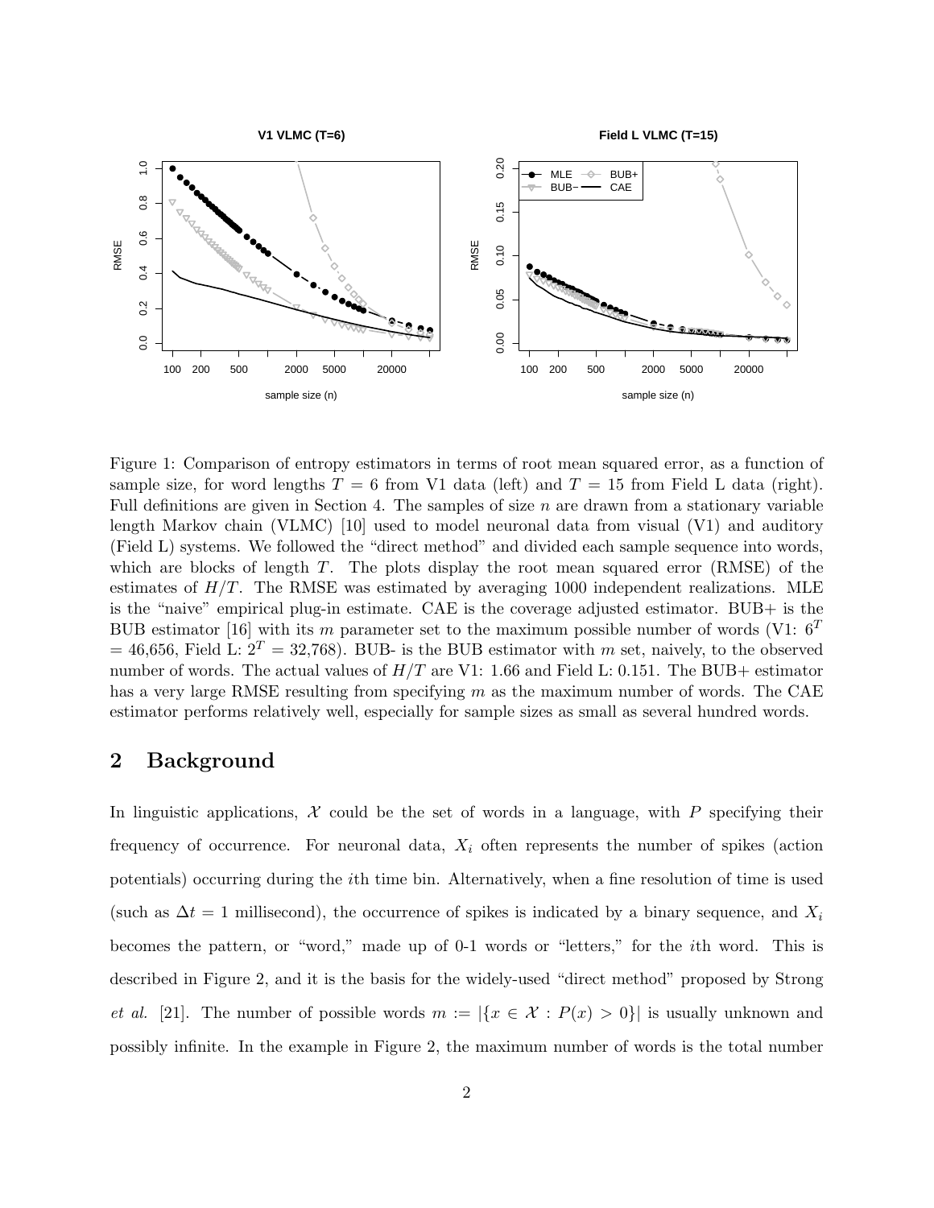Figure 1: Comparison of entropy estimators in terms of root mean squared error, as a function of sample size, for word lengths $T = 6$ from V1 data (left) and $T = 15$ from Field L data (right). Full definitions are given in Section 4. The samples of size $n$ are drawn from a stationary variable length Markov chain (VLMC) [10] used to model neuronal data from visual (V1) and auditory (Field L) systems. We followed the "direct method" and divided each sample sequence into words, which are blocks of length $T$. The plots display the root mean squared error (RMSE) of the estimates of $H/T$. The RMSE was estimated by averaging 1000 independent realizations. MLE is the "naive" empirical plug-in estimate. CAE is the coverage adjusted estimator. BUB+ is the BUB estimator [16] with its $m$ parameter set to the maximum possible number of words (V1: $6^T = 46{,}656$, Field L: $2^T = 32{,}768$). BUB- is the BUB estimator with $m$ set, naively, to the observed number of words. The actual values of $H/T$ are V1: 1.66 and Field L: 0.151. The BUB+ estimator has a very large RMSE resulting from specifying $m$ as the maximum number of words. The CAE estimator performs relatively well, especially for sample sizes as small as several hundred words.

## 2 Background

In linguistic applications, $\mathcal{X}$ could be the set of words in a language, with $P$ specifying their frequency of occurrence. For neuronal data, $X_i$ often represents the number of spikes (action potentials) occurring during the $i$th time bin. Alternatively, when a fine resolution of time is used (such as $\Delta t = 1$ millisecond), the occurrence of spikes is indicated by a binary sequence, and $X_i$ becomes the pattern, or "word," made up of 0-1 words or "letters," for the $i$th word. This is described in Figure 2, and it is the basis for the widely-used "direct method" proposed by Strong *et al.* [21]. The number of possible words $m := |\{x \in \mathcal{X} : P(x) > 0\}|$ is usually unknown and possibly infinite. In the example in Figure 2, the maximum number of words is the total number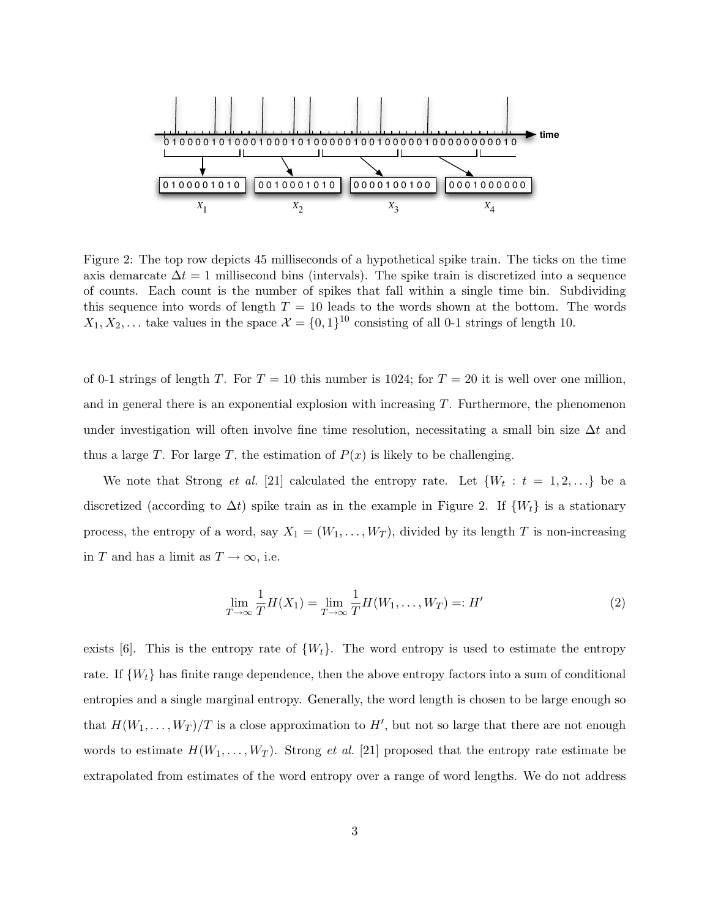Figure 2: The top row depicts 45 milliseconds of a hypothetical spike train. The ticks on the time axis demarcate $\Delta t = 1$ millisecond bins (intervals). The spike train is discretized into a sequence of counts. Each count is the number of spikes that fall within a single time bin. Subdividing this sequence into words of length $T = 10$ leads to the words shown at the bottom. The words $X_1, X_2, \ldots$ take values in the space $\mathcal{X} = \{0, 1\}^{10}$ consisting of all 0-1 strings of length 10.

of 0-1 strings of length $T$. For $T = 10$ this number is 1024; for $T = 20$ it is well over one million, and in general there is an exponential explosion with increasing $T$. Furthermore, the phenomenon under investigation will often involve fine time resolution, necessitating a small bin size $\Delta t$ and thus a large $T$. For large $T$, the estimation of $P(x)$ is likely to be challenging.

We note that Strong *et al.* [21] calculated the entropy rate. Let $\{W_t : t = 1, 2, \ldots\}$ be a discretized (according to $\Delta t$) spike train as in the example in Figure 2. If $\{W_t\}$ is a stationary process, the entropy of a word, say $X_1 = (W_1, \ldots, W_T)$, divided by its length $T$ is non-increasing in $T$ and has a limit as $T \to \infty$, i.e.

$$\lim_{T\to\infty} \frac{1}{T} H(X_1) = \lim_{T\to\infty} \frac{1}{T} H(W_1, \ldots, W_T) =: H' \tag{2}$$

exists [6]. This is the entropy rate of $\{W_t\}$. The word entropy is used to estimate the entropy rate. If $\{W_t\}$ has finite range dependence, then the above entropy factors into a sum of conditional entropies and a single marginal entropy. Generally, the word length is chosen to be large enough so that $H(W_1, \ldots, W_T)/T$ is a close approximation to $H'$, but not so large that there are not enough words to estimate $H(W_1, \ldots, W_T)$. Strong *et al.* [21] proposed that the entropy rate estimate be extrapolated from estimates of the word entropy over a range of word lengths. We do not address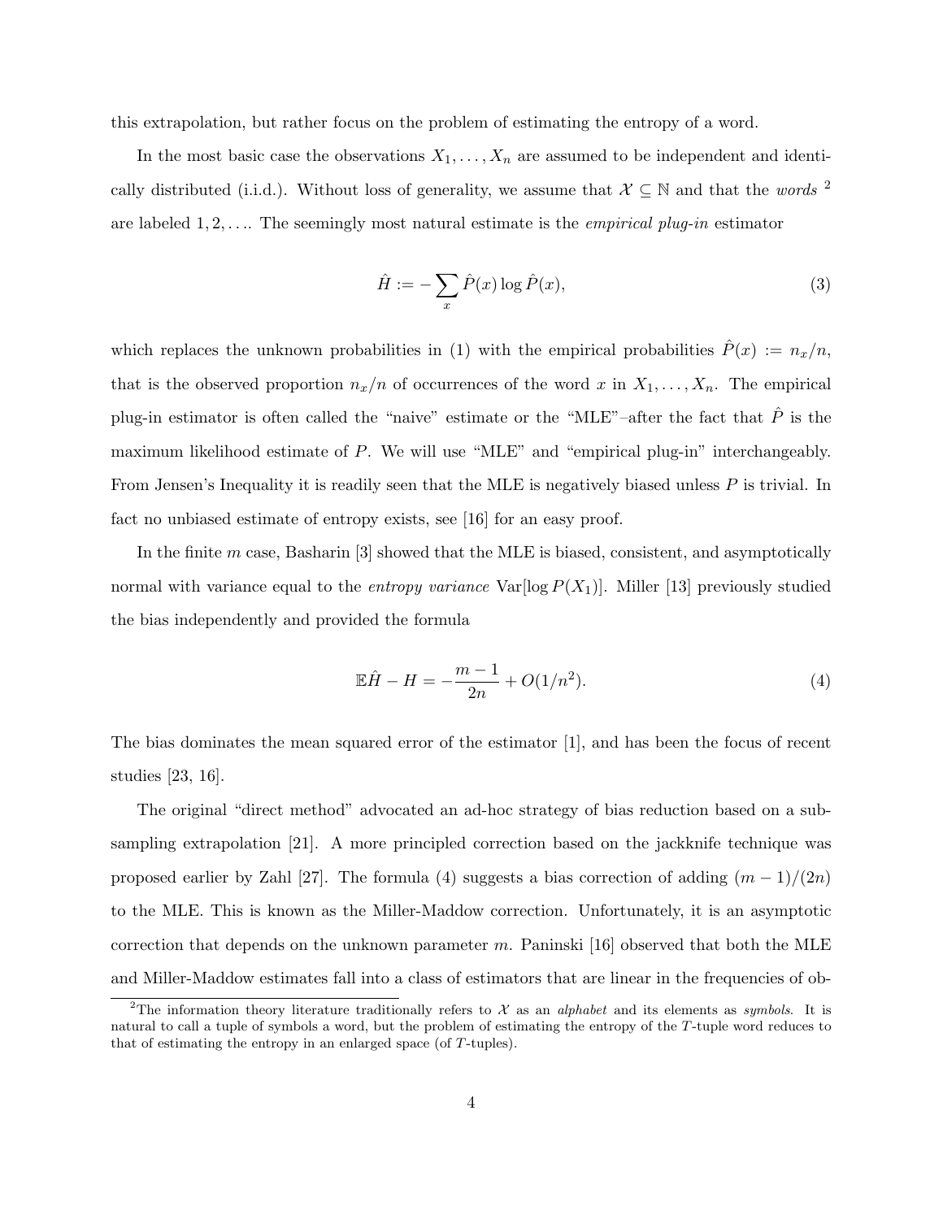this extrapolation, but rather focus on the problem of estimating the entropy of a word.

In the most basic case the observations $X_1, \ldots, X_n$ are assumed to be independent and identically distributed (i.i.d.). Without loss of generality, we assume that $\mathcal{X} \subseteq \mathbb{N}$ and that the *words* [2] are labeled $1, 2, \ldots$. The seemingly most natural estimate is the *empirical plug-in* estimator

$$\hat{H} := -\sum_x \hat{P}(x) \log \hat{P}(x), \tag{3}$$

which replaces the unknown probabilities in (1) with the empirical probabilities $\hat{P}(x) := n_x/n$, that is the observed proportion $n_x/n$ of occurrences of the word $x$ in $X_1, \ldots, X_n$. The empirical plug-in estimator is often called the "naive" estimate or the "MLE"–after the fact that $\hat{P}$ is the maximum likelihood estimate of $P$. We will use "MLE" and "empirical plug-in" interchangeably. From Jensen's Inequality it is readily seen that the MLE is negatively biased unless $P$ is trivial. In fact no unbiased estimate of entropy exists, see [16] for an easy proof.

In the finite $m$ case, Basharin [3] showed that the MLE is biased, consistent, and asymptotically normal with variance equal to the *entropy variance* $\mathrm{Var}[\log P(X_1)]$. Miller [13] previously studied the bias independently and provided the formula

$$\mathbb{E}\hat{H} - H = -\frac{m-1}{2n} + O(1/n^2). \tag{4}$$

The bias dominates the mean squared error of the estimator [1], and has been the focus of recent studies [23, 16].

The original "direct method" advocated an ad-hoc strategy of bias reduction based on a subsampling extrapolation [21]. A more principled correction based on the jackknife technique was proposed earlier by Zahl [27]. The formula (4) suggests a bias correction of adding $(m-1)/(2n)$ to the MLE. This is known as the Miller-Maddow correction. Unfortunately, it is an asymptotic correction that depends on the unknown parameter $m$. Paninski [16] observed that both the MLE and Miller-Maddow estimates fall into a class of estimators that are linear in the frequencies of ob-

[2] The information theory literature traditionally refers to $\mathcal{X}$ as an *alphabet* and its elements as *symbols*. It is natural to call a tuple of symbols a word, but the problem of estimating the entropy of the $T$-tuple word reduces to that of estimating the entropy in an enlarged space (of $T$-tuples).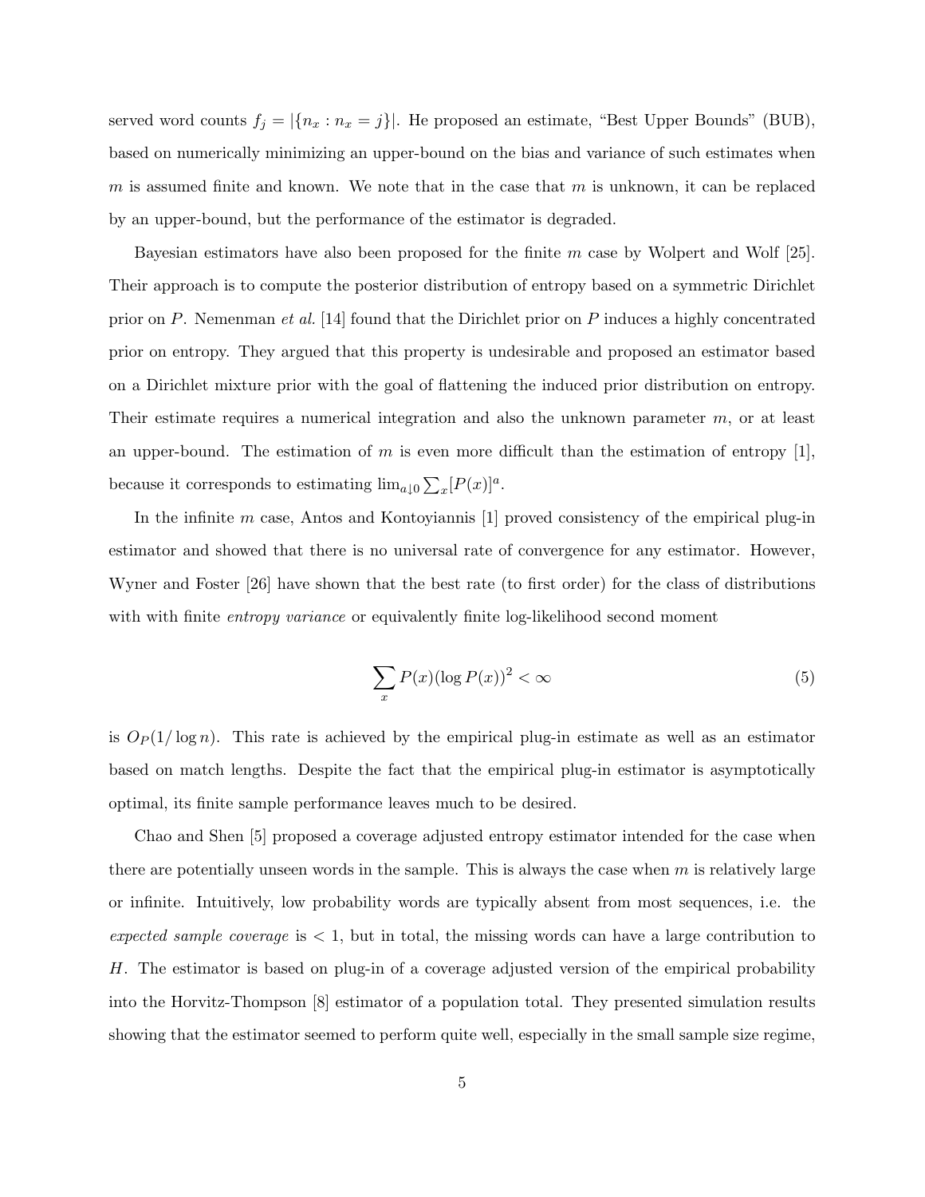served word counts $f_j = |\{n_x : n_x = j\}|$. He proposed an estimate, "Best Upper Bounds" (BUB), based on numerically minimizing an upper-bound on the bias and variance of such estimates when $m$ is assumed finite and known. We note that in the case that $m$ is unknown, it can be replaced by an upper-bound, but the performance of the estimator is degraded.

Bayesian estimators have also been proposed for the finite $m$ case by Wolpert and Wolf [25]. Their approach is to compute the posterior distribution of entropy based on a symmetric Dirichlet prior on $P$. Nemenman *et al.* [14] found that the Dirichlet prior on $P$ induces a highly concentrated prior on entropy. They argued that this property is undesirable and proposed an estimator based on a Dirichlet mixture prior with the goal of flattening the induced prior distribution on entropy. Their estimate requires a numerical integration and also the unknown parameter $m$, or at least an upper-bound. The estimation of $m$ is even more difficult than the estimation of entropy [1], because it corresponds to estimating $\lim_{a \downarrow 0} \sum_x [P(x)]^a$.

In the infinite $m$ case, Antos and Kontoyiannis [1] proved consistency of the empirical plug-in estimator and showed that there is no universal rate of convergence for any estimator. However, Wyner and Foster [26] have shown that the best rate (to first order) for the class of distributions with with finite *entropy variance* or equivalently finite log-likelihood second moment

$$\sum_x P(x)(\log P(x))^2 < \infty \tag{5}$$

is $O_P(1/\log n)$. This rate is achieved by the empirical plug-in estimate as well as an estimator based on match lengths. Despite the fact that the empirical plug-in estimator is asymptotically optimal, its finite sample performance leaves much to be desired.

Chao and Shen [5] proposed a coverage adjusted entropy estimator intended for the case when there are potentially unseen words in the sample. This is always the case when $m$ is relatively large or infinite. Intuitively, low probability words are typically absent from most sequences, i.e. the *expected sample coverage* is $< 1$, but in total, the missing words can have a large contribution to $H$. The estimator is based on plug-in of a coverage adjusted version of the empirical probability into the Horvitz-Thompson [8] estimator of a population total. They presented simulation results showing that the estimator seemed to perform quite well, especially in the small sample size regime,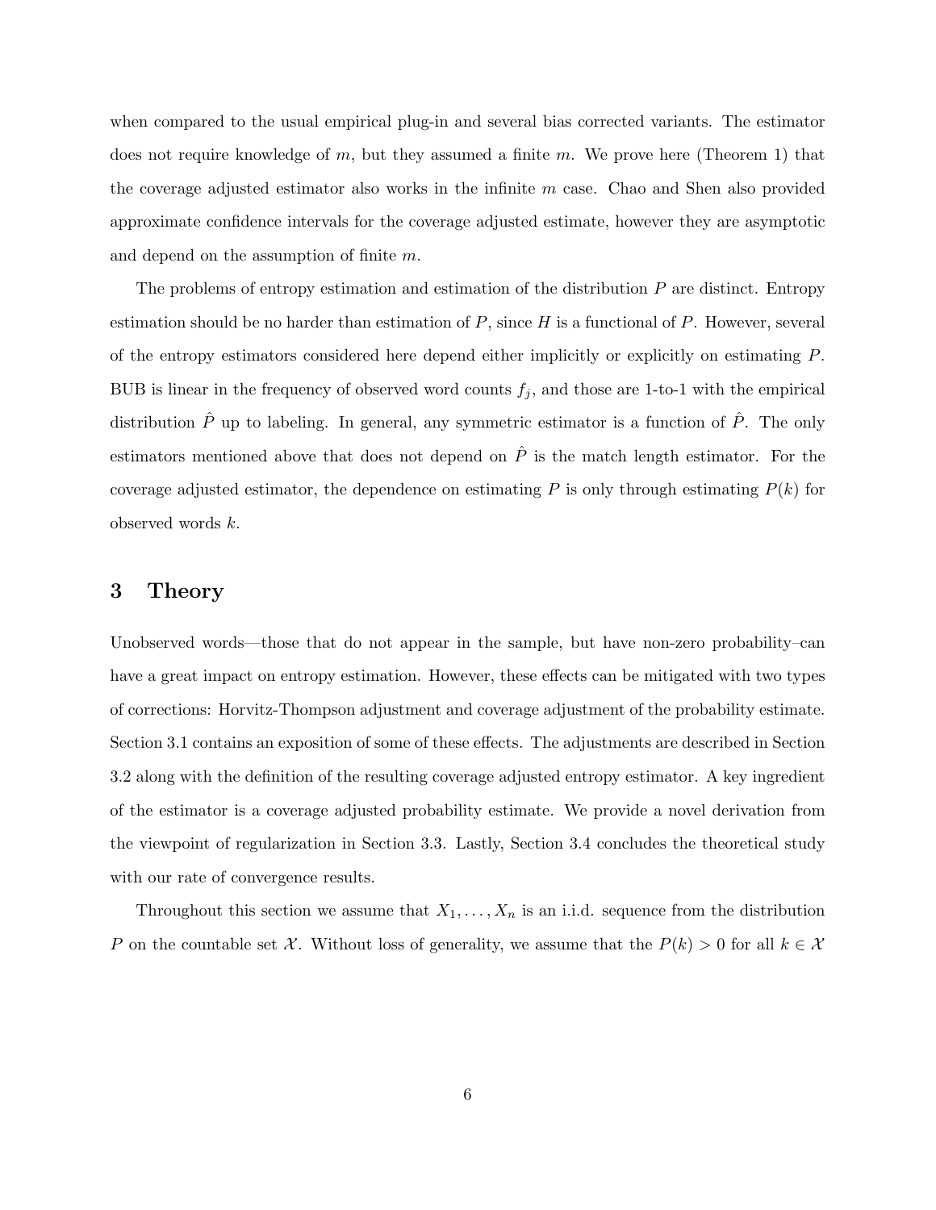when compared to the usual empirical plug-in and several bias corrected variants. The estimator does not require knowledge of $m$, but they assumed a finite $m$. We prove here (Theorem 1) that the coverage adjusted estimator also works in the infinite $m$ case. Chao and Shen also provided approximate confidence intervals for the coverage adjusted estimate, however they are asymptotic and depend on the assumption of finite $m$.

The problems of entropy estimation and estimation of the distribution $P$ are distinct. Entropy estimation should be no harder than estimation of $P$, since $H$ is a functional of $P$. However, several of the entropy estimators considered here depend either implicitly or explicitly on estimating $P$. BUB is linear in the frequency of observed word counts $f_j$, and those are 1-to-1 with the empirical distribution $\hat{P}$ up to labeling. In general, any symmetric estimator is a function of $\hat{P}$. The only estimators mentioned above that does not depend on $\hat{P}$ is the match length estimator. For the coverage adjusted estimator, the dependence on estimating $P$ is only through estimating $P(k)$ for observed words $k$.

# 3 Theory

Unobserved words—those that do not appear in the sample, but have non-zero probability–can have a great impact on entropy estimation. However, these effects can be mitigated with two types of corrections: Horvitz-Thompson adjustment and coverage adjustment of the probability estimate. Section 3.1 contains an exposition of some of these effects. The adjustments are described in Section 3.2 along with the definition of the resulting coverage adjusted entropy estimator. A key ingredient of the estimator is a coverage adjusted probability estimate. We provide a novel derivation from the viewpoint of regularization in Section 3.3. Lastly, Section 3.4 concludes the theoretical study with our rate of convergence results.

Throughout this section we assume that $X_1, \ldots, X_n$ is an i.i.d. sequence from the distribution $P$ on the countable set $\mathcal{X}$. Without loss of generality, we assume that the $P(k) > 0$ for all $k \in \mathcal{X}$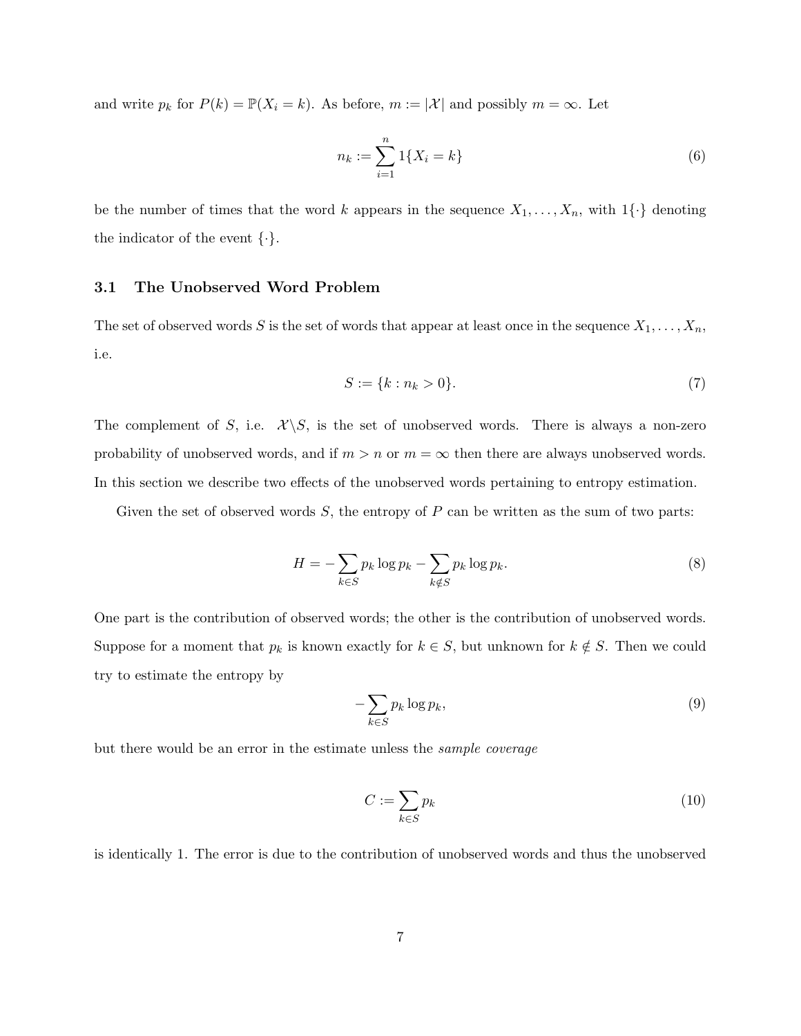and write $p_k$ for $P(k) = \mathbb{P}(X_i = k)$. As before, $m := |\mathcal{X}|$ and possibly $m = \infty$. Let

$$n_k := \sum_{i=1}^{n} 1\{X_i = k\} \tag{6}$$

be the number of times that the word $k$ appears in the sequence $X_1, \ldots, X_n$, with $1\{\cdot\}$ denoting the indicator of the event $\{\cdot\}$.

### 3.1 The Unobserved Word Problem

The set of observed words $S$ is the set of words that appear at least once in the sequence $X_1, \ldots, X_n$, i.e.

$$S := \{k : n_k > 0\}. \tag{7}$$

The complement of $S$, i.e. $\mathcal{X} \backslash S$, is the set of unobserved words. There is always a non-zero probability of unobserved words, and if $m > n$ or $m = \infty$ then there are always unobserved words. In this section we describe two effects of the unobserved words pertaining to entropy estimation.

Given the set of observed words $S$, the entropy of $P$ can be written as the sum of two parts:

$$H = -\sum_{k \in S} p_k \log p_k - \sum_{k \notin S} p_k \log p_k. \tag{8}$$

One part is the contribution of observed words; the other is the contribution of unobserved words. Suppose for a moment that $p_k$ is known exactly for $k \in S$, but unknown for $k \notin S$. Then we could try to estimate the entropy by

$$-\sum_{k \in S} p_k \log p_k, \tag{9}$$

but there would be an error in the estimate unless the *sample coverage*

$$C := \sum_{k \in S} p_k \tag{10}$$

is identically 1. The error is due to the contribution of unobserved words and thus the unobserved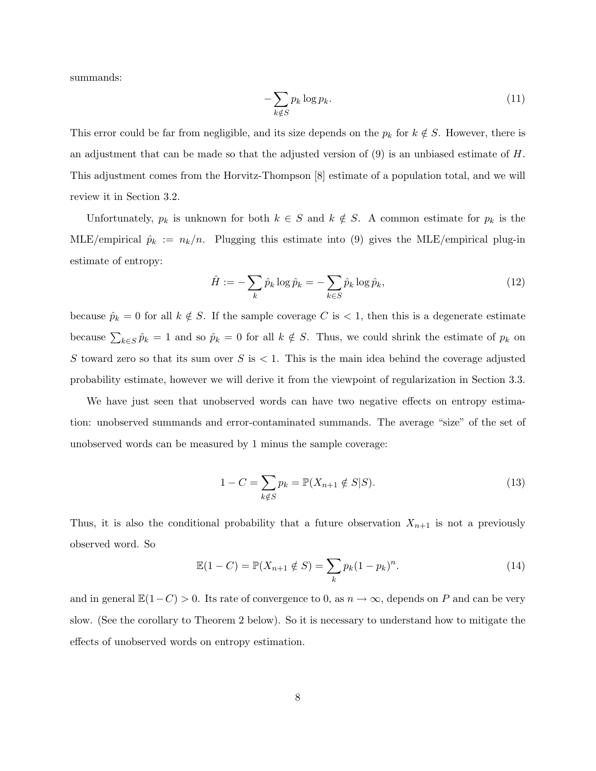summands:

$$-\sum_{k \notin S} p_k \log p_k. \tag{11}$$

This error could be far from negligible, and its size depends on the $p_k$ for $k \notin S$. However, there is an adjustment that can be made so that the adjusted version of (9) is an unbiased estimate of $H$. This adjustment comes from the Horvitz-Thompson [8] estimate of a population total, and we will review it in Section 3.2.

Unfortunately, $p_k$ is unknown for both $k \in S$ and $k \notin S$. A common estimate for $p_k$ is the MLE/empirical $\hat{p}_k := n_k/n$. Plugging this estimate into (9) gives the MLE/empirical plug-in estimate of entropy:

$$\hat{H} := -\sum_k \hat{p}_k \log \hat{p}_k = -\sum_{k \in S} \hat{p}_k \log \hat{p}_k, \tag{12}$$

because $\hat{p}_k = 0$ for all $k \notin S$. If the sample coverage $C$ is $< 1$, then this is a degenerate estimate because $\sum_{k \in S} \hat{p}_k = 1$ and so $\hat{p}_k = 0$ for all $k \notin S$. Thus, we could shrink the estimate of $p_k$ on $S$ toward zero so that its sum over $S$ is $< 1$. This is the main idea behind the coverage adjusted probability estimate, however we will derive it from the viewpoint of regularization in Section 3.3.

We have just seen that unobserved words can have two negative effects on entropy estimation: unobserved summands and error-contaminated summands. The average "size" of the set of unobserved words can be measured by 1 minus the sample coverage:

$$1 - C = \sum_{k \notin S} p_k = \mathbb{P}(X_{n+1} \notin S | S). \tag{13}$$

Thus, it is also the conditional probability that a future observation $X_{n+1}$ is not a previously observed word. So

$$\mathbb{E}(1 - C) = \mathbb{P}(X_{n+1} \notin S) = \sum_k p_k (1 - p_k)^n. \tag{14}$$

and in general $\mathbb{E}(1 - C) > 0$. Its rate of convergence to 0, as $n \to \infty$, depends on $P$ and can be very slow. (See the corollary to Theorem 2 below). So it is necessary to understand how to mitigate the effects of unobserved words on entropy estimation.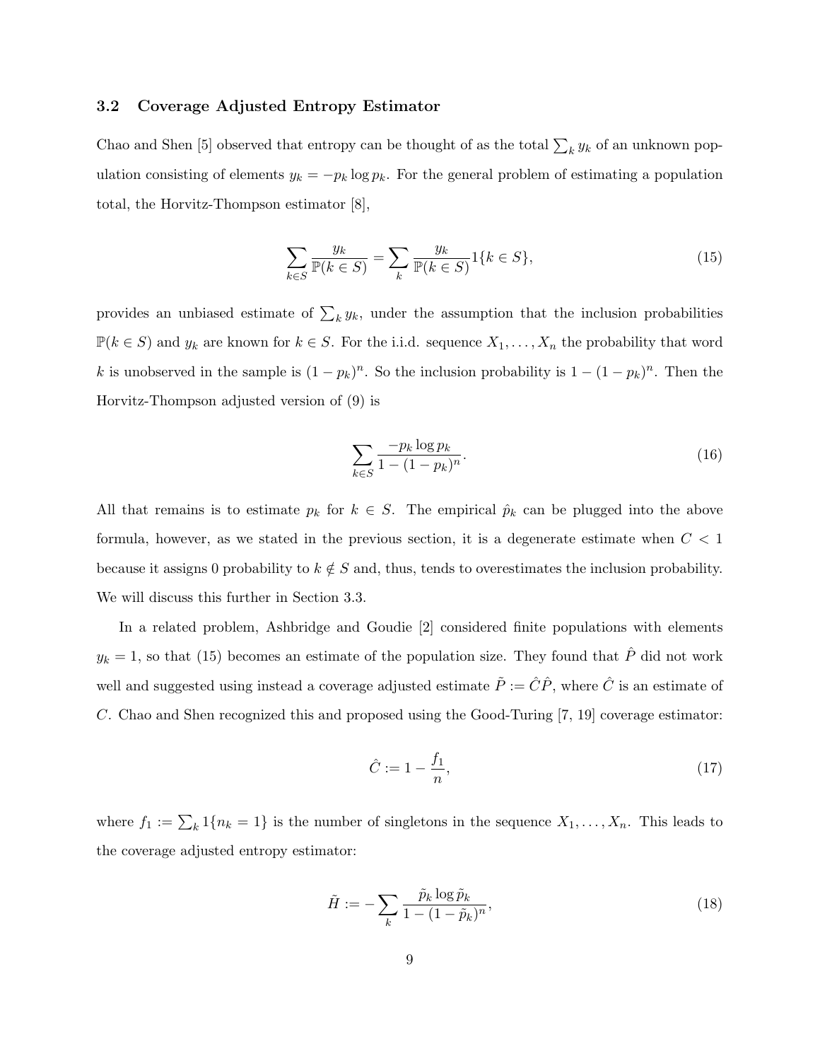### 3.2 Coverage Adjusted Entropy Estimator

Chao and Shen [5] observed that entropy can be thought of as the total $\sum_k y_k$ of an unknown population consisting of elements $y_k = -p_k \log p_k$. For the general problem of estimating a population total, the Horvitz-Thompson estimator [8],

$$\sum_{k \in S} \frac{y_k}{\mathbb{P}(k \in S)} = \sum_k \frac{y_k}{\mathbb{P}(k \in S)} 1\{k \in S\}, \tag{15}$$

provides an unbiased estimate of $\sum_k y_k$, under the assumption that the inclusion probabilities $\mathbb{P}(k \in S)$ and $y_k$ are known for $k \in S$. For the i.i.d. sequence $X_1, \ldots, X_n$ the probability that word $k$ is unobserved in the sample is $(1 - p_k)^n$. So the inclusion probability is $1 - (1 - p_k)^n$. Then the Horvitz-Thompson adjusted version of (9) is

$$\sum_{k \in S} \frac{-p_k \log p_k}{1 - (1 - p_k)^n}. \tag{16}$$

All that remains is to estimate $p_k$ for $k \in S$. The empirical $\hat{p}_k$ can be plugged into the above formula, however, as we stated in the previous section, it is a degenerate estimate when $C < 1$ because it assigns 0 probability to $k \notin S$ and, thus, tends to overestimates the inclusion probability. We will discuss this further in Section 3.3.

In a related problem, Ashbridge and Goudie [2] considered finite populations with elements $y_k = 1$, so that (15) becomes an estimate of the population size. They found that $\hat{P}$ did not work well and suggested using instead a coverage adjusted estimate $\tilde{P} := \hat{C}\hat{P}$, where $\hat{C}$ is an estimate of $C$. Chao and Shen recognized this and proposed using the Good-Turing [7, 19] coverage estimator:

$$\hat{C} := 1 - \frac{f_1}{n}, \tag{17}$$

where $f_1 := \sum_k 1\{n_k = 1\}$ is the number of singletons in the sequence $X_1, \ldots, X_n$. This leads to the coverage adjusted entropy estimator:

$$\tilde{H} := -\sum_k \frac{\tilde{p}_k \log \tilde{p}_k}{1 - (1 - \tilde{p}_k)^n}, \tag{18}$$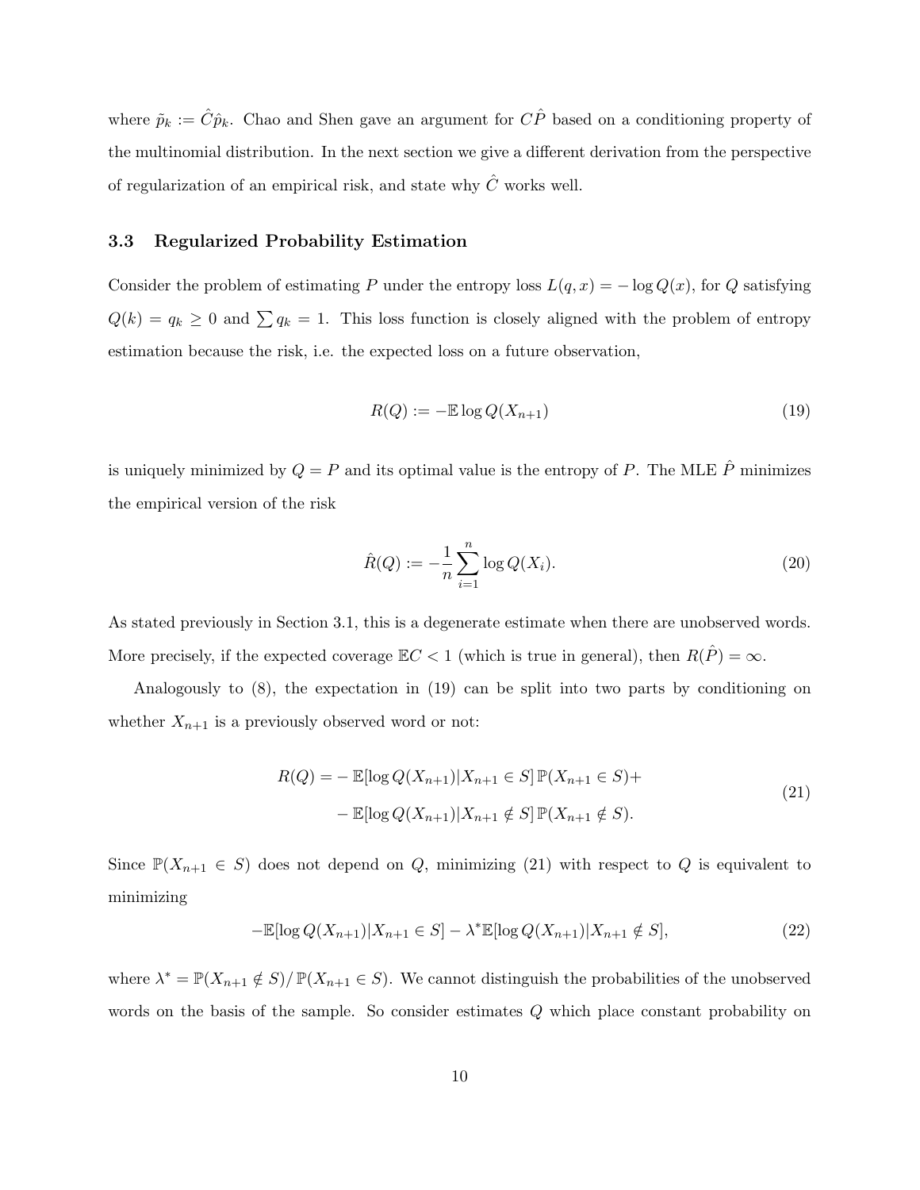where $\tilde{p}_k := \hat{C}\hat{p}_k$. Chao and Shen gave an argument for $C\hat{P}$ based on a conditioning property of the multinomial distribution. In the next section we give a different derivation from the perspective of regularization of an empirical risk, and state why $\hat{C}$ works well.

### 3.3 Regularized Probability Estimation

Consider the problem of estimating $P$ under the entropy loss $L(q, x) = -\log Q(x)$, for $Q$ satisfying $Q(k) = q_k \geq 0$ and $\sum q_k = 1$. This loss function is closely aligned with the problem of entropy estimation because the risk, i.e. the expected loss on a future observation,

$$R(Q) := -\mathbb{E} \log Q(X_{n+1}) \tag{19}$$

is uniquely minimized by $Q = P$ and its optimal value is the entropy of $P$. The MLE $\hat{P}$ minimizes the empirical version of the risk

$$\hat{R}(Q) := -\frac{1}{n} \sum_{i=1}^{n} \log Q(X_i). \tag{20}$$

As stated previously in Section 3.1, this is a degenerate estimate when there are unobserved words. More precisely, if the expected coverage $\mathbb{E}C < 1$ (which is true in general), then $R(\hat{P}) = \infty$.

Analogously to (8), the expectation in (19) can be split into two parts by conditioning on whether $X_{n+1}$ is a previously observed word or not:

$$\begin{aligned} R(Q) = &- \mathbb{E}[\log Q(X_{n+1}) | X_{n+1} \in S] \, \mathbb{P}(X_{n+1} \in S) + \\ &- \mathbb{E}[\log Q(X_{n+1}) | X_{n+1} \notin S] \, \mathbb{P}(X_{n+1} \notin S). \end{aligned} \tag{21}$$

Since $\mathbb{P}(X_{n+1} \in S)$ does not depend on $Q$, minimizing (21) with respect to $Q$ is equivalent to minimizing

$$-\mathbb{E}[\log Q(X_{n+1}) | X_{n+1} \in S] - \lambda^* \mathbb{E}[\log Q(X_{n+1}) | X_{n+1} \notin S], \tag{22}$$

where $\lambda^* = \mathbb{P}(X_{n+1} \notin S) / \mathbb{P}(X_{n+1} \in S)$. We cannot distinguish the probabilities of the unobserved words on the basis of the sample. So consider estimates $Q$ which place constant probability on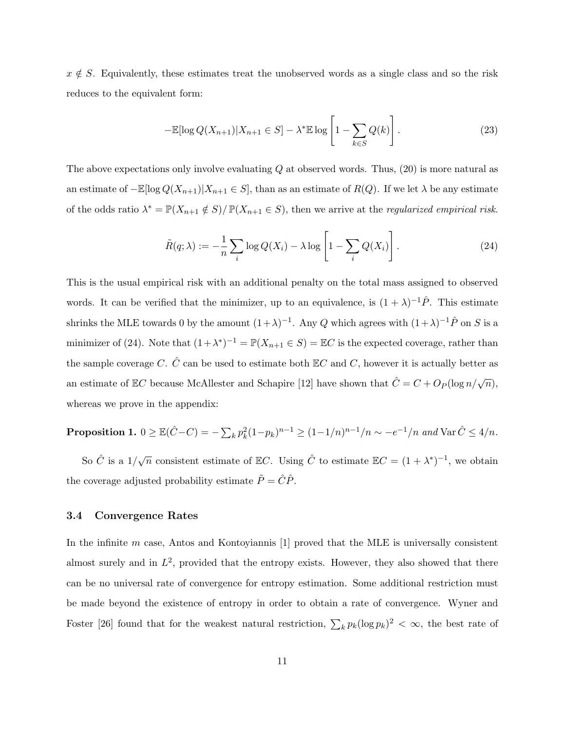$x \notin S$. Equivalently, these estimates treat the unobserved words as a single class and so the risk reduces to the equivalent form:

$$-\mathbb{E}[\log Q(X_{n+1})|X_{n+1} \in S] - \lambda^* \mathbb{E} \log \left[1 - \sum_{k \in S} Q(k)\right]. \tag{23}$$

The above expectations only involve evaluating $Q$ at observed words. Thus, (20) is more natural as an estimate of $-\mathbb{E}[\log Q(X_{n+1})|X_{n+1} \in S]$, than as an estimate of $R(Q)$. If we let $\lambda$ be any estimate of the odds ratio $\lambda^* = \mathbb{P}(X_{n+1} \notin S)/\,\mathbb{P}(X_{n+1} \in S)$, then we arrive at the *regularized empirical risk.*

$$\tilde{R}(q;\lambda) := -\frac{1}{n}\sum_i \log Q(X_i) - \lambda \log \left[1 - \sum_i Q(X_i)\right]. \tag{24}$$

This is the usual empirical risk with an additional penalty on the total mass assigned to observed words. It can be verified that the minimizer, up to an equivalence, is $(1+\lambda)^{-1}\hat{P}$. This estimate shrinks the MLE towards 0 by the amount $(1+\lambda)^{-1}$. Any $Q$ which agrees with $(1+\lambda)^{-1}\hat{P}$ on $S$ is a minimizer of (24). Note that $(1+\lambda^*)^{-1} = \mathbb{P}(X_{n+1} \in S) = \mathbb{E}C$ is the expected coverage, rather than the sample coverage $C$. $\hat{C}$ can be used to estimate both $\mathbb{E}C$ and $C$, however it is actually better as an estimate of $\mathbb{E}C$ because McAllester and Schapire [12] have shown that $\hat{C} = C + O_P(\log n/\sqrt{n})$, whereas we prove in the appendix:

**Proposition 1.** $0 \geq \mathbb{E}(\hat{C} - C) = -\sum_k p_k^2 (1-p_k)^{n-1} \geq (1-1/n)^{n-1}/n \sim -e^{-1}/n$ *and* $\operatorname{Var}\hat{C} \leq 4/n$.

So $\hat{C}$ is a $1/\sqrt{n}$ consistent estimate of $\mathbb{E}C$. Using $\hat{C}$ to estimate $\mathbb{E}C = (1+\lambda^*)^{-1}$, we obtain the coverage adjusted probability estimate $\tilde{P} = \hat{C}\hat{P}$.

### 3.4 Convergence Rates

In the infinite $m$ case, Antos and Kontoyiannis [1] proved that the MLE is universally consistent almost surely and in $L^2$, provided that the entropy exists. However, they also showed that there can be no universal rate of convergence for entropy estimation. Some additional restriction must be made beyond the existence of entropy in order to obtain a rate of convergence. Wyner and Foster [26] found that for the weakest natural restriction, $\sum_k p_k (\log p_k)^2 < \infty$, the best rate of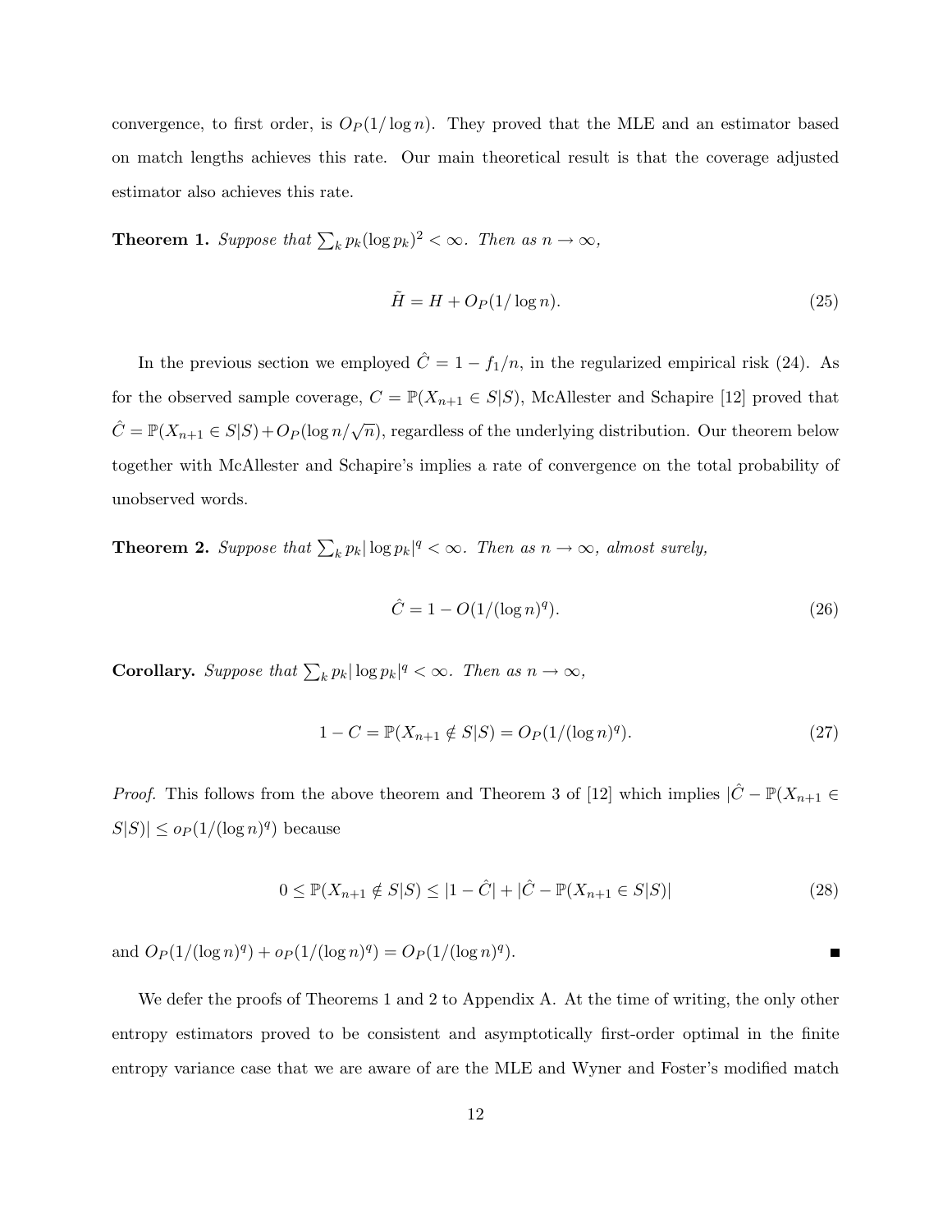convergence, to first order, is $O_P(1/\log n)$. They proved that the MLE and an estimator based on match lengths achieves this rate. Our main theoretical result is that the coverage adjusted estimator also achieves this rate.

**Theorem 1.** *Suppose that* $\sum_k p_k(\log p_k)^2 < \infty$. *Then as* $n \to \infty$,

$$\tilde{H} = H + O_P(1/\log n). \tag{25}$$

In the previous section we employed $\hat{C} = 1 - f_1/n$, in the regularized empirical risk (24). As for the observed sample coverage, $C = \mathbb{P}(X_{n+1} \in S|S)$, McAllester and Schapire [12] proved that $\hat{C} = \mathbb{P}(X_{n+1} \in S|S) + O_P(\log n/\sqrt{n})$, regardless of the underlying distribution. Our theorem below together with McAllester and Schapire's implies a rate of convergence on the total probability of unobserved words.

**Theorem 2.** *Suppose that* $\sum_k p_k |\log p_k|^q < \infty$. *Then as* $n \to \infty$, *almost surely,*

$$\hat{C} = 1 - O(1/(\log n)^q). \tag{26}$$

**Corollary.** *Suppose that* $\sum_k p_k |\log p_k|^q < \infty$. *Then as* $n \to \infty$,

$$1 - C = \mathbb{P}(X_{n+1} \notin S|S) = O_P(1/(\log n)^q). \tag{27}$$

*Proof.* This follows from the above theorem and Theorem 3 of [12] which implies $|\hat{C} - \mathbb{P}(X_{n+1} \in S|S)| \le o_P(1/(\log n)^q)$ because

$$0 \le \mathbb{P}(X_{n+1} \notin S|S) \le |1 - \hat{C}| + |\hat{C} - \mathbb{P}(X_{n+1} \in S|S)| \tag{28}$$

and $O_P(1/(\log n)^q) + o_P(1/(\log n)^q) = O_P(1/(\log n)^q)$. ∎

We defer the proofs of Theorems 1 and 2 to Appendix A. At the time of writing, the only other entropy estimators proved to be consistent and asymptotically first-order optimal in the finite entropy variance case that we are aware of are the MLE and Wyner and Foster's modified match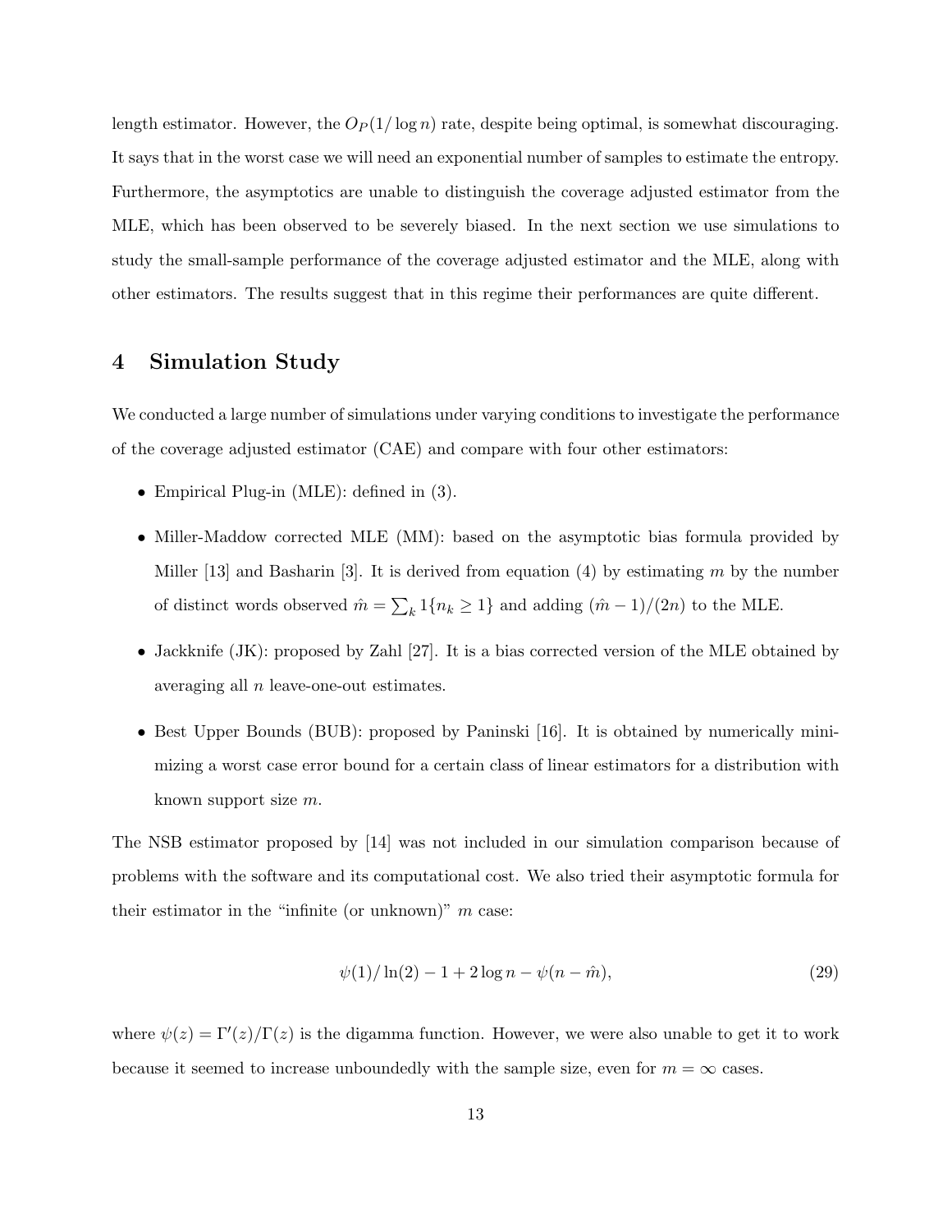length estimator. However, the $O_P(1/\log n)$ rate, despite being optimal, is somewhat discouraging. It says that in the worst case we will need an exponential number of samples to estimate the entropy. Furthermore, the asymptotics are unable to distinguish the coverage adjusted estimator from the MLE, which has been observed to be severely biased. In the next section we use simulations to study the small-sample performance of the coverage adjusted estimator and the MLE, along with other estimators. The results suggest that in this regime their performances are quite different.

# 4 Simulation Study

We conducted a large number of simulations under varying conditions to investigate the performance of the coverage adjusted estimator (CAE) and compare with four other estimators:

- Empirical Plug-in (MLE): defined in (3).
- Miller-Maddow corrected MLE (MM): based on the asymptotic bias formula provided by Miller [13] and Basharin [3]. It is derived from equation (4) by estimating $m$ by the number of distinct words observed $\hat{m} = \sum_k 1\{n_k \geq 1\}$ and adding $(\hat{m} - 1)/(2n)$ to the MLE.
- Jackknife (JK): proposed by Zahl [27]. It is a bias corrected version of the MLE obtained by averaging all $n$ leave-one-out estimates.
- Best Upper Bounds (BUB): proposed by Paninski [16]. It is obtained by numerically minimizing a worst case error bound for a certain class of linear estimators for a distribution with known support size $m$.

The NSB estimator proposed by [14] was not included in our simulation comparison because of problems with the software and its computational cost. We also tried their asymptotic formula for their estimator in the "infinite (or unknown)" $m$ case:

$$\psi(1)/\ln(2) - 1 + 2\log n - \psi(n - \hat{m}), \tag{29}$$

where $\psi(z) = \Gamma'(z)/\Gamma(z)$ is the digamma function. However, we were also unable to get it to work because it seemed to increase unboundedly with the sample size, even for $m = \infty$ cases.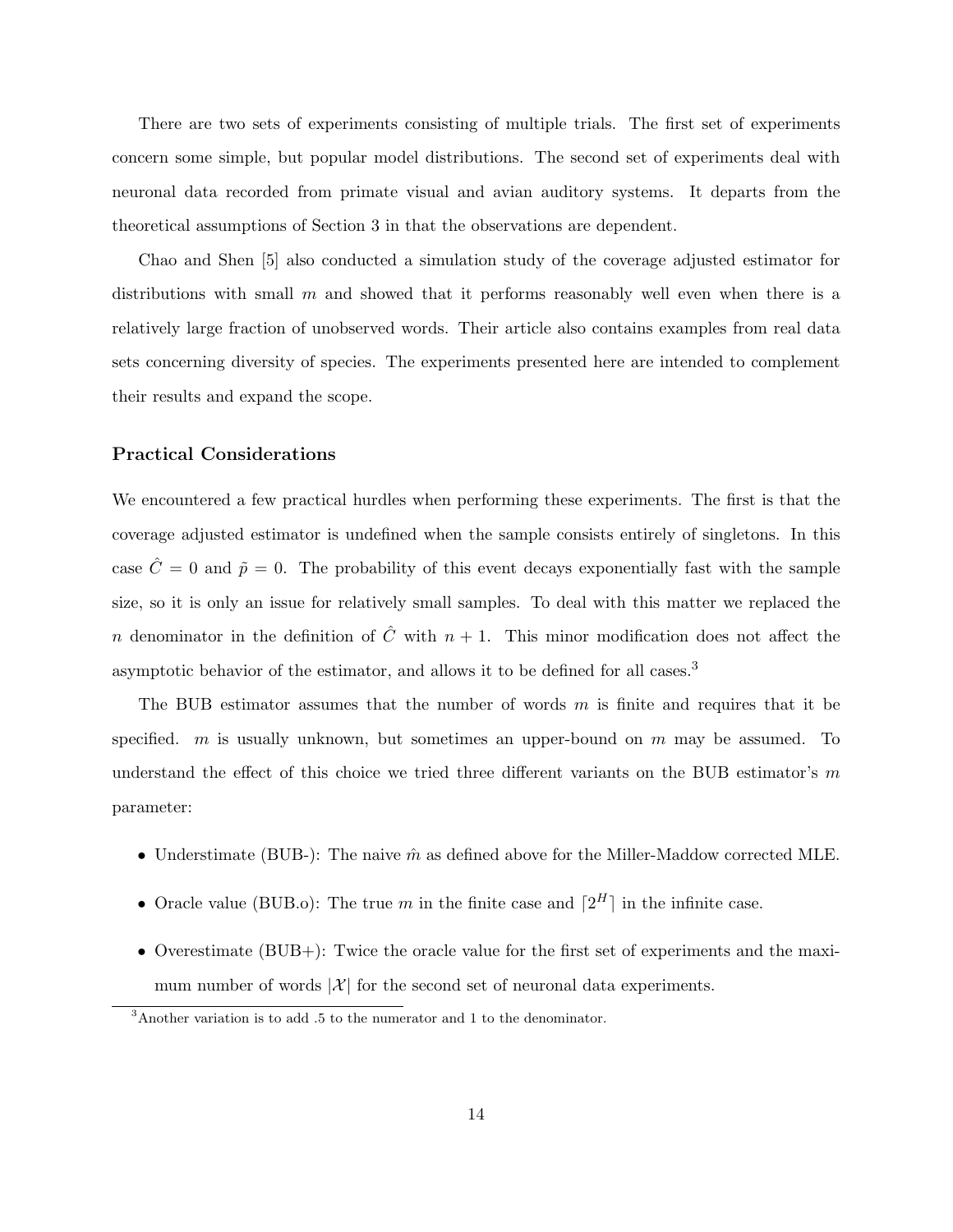There are two sets of experiments consisting of multiple trials. The first set of experiments concern some simple, but popular model distributions. The second set of experiments deal with neuronal data recorded from primate visual and avian auditory systems. It departs from the theoretical assumptions of Section 3 in that the observations are dependent.

Chao and Shen [5] also conducted a simulation study of the coverage adjusted estimator for distributions with small $m$ and showed that it performs reasonably well even when there is a relatively large fraction of unobserved words. Their article also contains examples from real data sets concerning diversity of species. The experiments presented here are intended to complement their results and expand the scope.

### Practical Considerations

We encountered a few practical hurdles when performing these experiments. The first is that the coverage adjusted estimator is undefined when the sample consists entirely of singletons. In this case $\hat{C} = 0$ and $\tilde{p} = 0$. The probability of this event decays exponentially fast with the sample size, so it is only an issue for relatively small samples. To deal with this matter we replaced the $n$ denominator in the definition of $\hat{C}$ with $n + 1$. This minor modification does not affect the asymptotic behavior of the estimator, and allows it to be defined for all cases.[3]

The BUB estimator assumes that the number of words $m$ is finite and requires that it be specified. $m$ is usually unknown, but sometimes an upper-bound on $m$ may be assumed. To understand the effect of this choice we tried three different variants on the BUB estimator's $m$ parameter:

- Understimate (BUB-): The naive $\hat{m}$ as defined above for the Miller-Maddow corrected MLE.
- Oracle value (BUB.o): The true $m$ in the finite case and $\lceil 2^H \rceil$ in the infinite case.
- Overestimate (BUB+): Twice the oracle value for the first set of experiments and the maximum number of words $|\mathcal{X}|$ for the second set of neuronal data experiments.

[3] Another variation is to add .5 to the numerator and 1 to the denominator.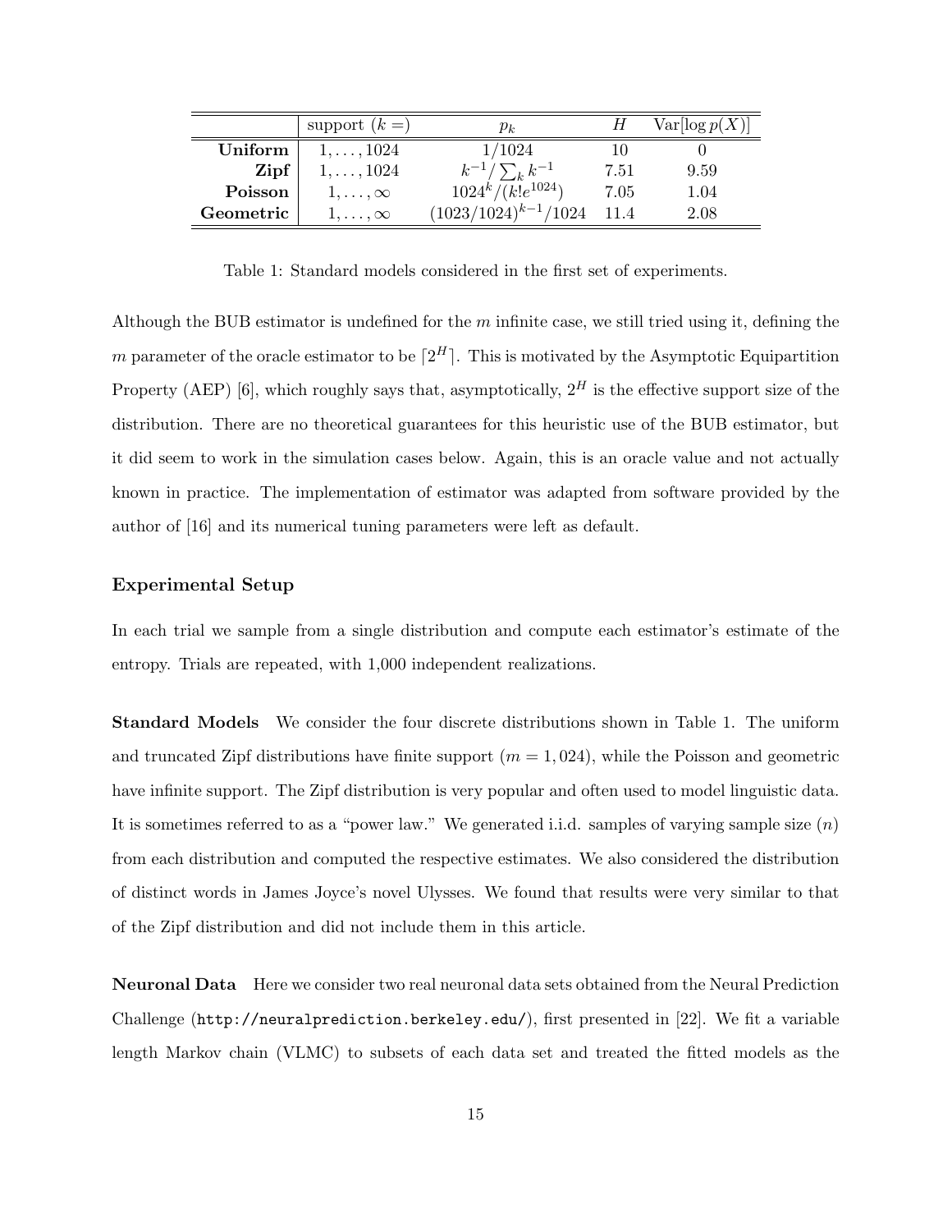| | support ($k =$) | $p_k$ | $H$ | $\text{Var}[\log p(X)]$ |
|---|---|---|---|---|
| **Uniform** | $1, \ldots, 1024$ | $1/1024$ | 10 | 0 |
| **Zipf** | $1, \ldots, 1024$ | $k^{-1}/\sum_k k^{-1}$ | 7.51 | 9.59 |
| **Poisson** | $1, \ldots, \infty$ | $1024^k/(k! e^{1024})$ | 7.05 | 1.04 |
| **Geometric** | $1, \ldots, \infty$ | $(1023/1024)^{k-1}/1024$ | 11.4 | 2.08 |

Table 1: Standard models considered in the first set of experiments.

Although the BUB estimator is undefined for the $m$ infinite case, we still tried using it, defining the $m$ parameter of the oracle estimator to be $\lceil 2^H \rceil$. This is motivated by the Asymptotic Equipartition Property (AEP) [6], which roughly says that, asymptotically, $2^H$ is the effective support size of the distribution. There are no theoretical guarantees for this heuristic use of the BUB estimator, but it did seem to work in the simulation cases below. Again, this is an oracle value and not actually known in practice. The implementation of estimator was adapted from software provided by the author of [16] and its numerical tuning parameters were left as default.

### Experimental Setup

In each trial we sample from a single distribution and compute each estimator's estimate of the entropy. Trials are repeated, with 1,000 independent realizations.

**Standard Models** We consider the four discrete distributions shown in Table 1. The uniform and truncated Zipf distributions have finite support ($m = 1,024$), while the Poisson and geometric have infinite support. The Zipf distribution is very popular and often used to model linguistic data. It is sometimes referred to as a "power law." We generated i.i.d. samples of varying sample size ($n$) from each distribution and computed the respective estimates. We also considered the distribution of distinct words in James Joyce's novel Ulysses. We found that results were very similar to that of the Zipf distribution and did not include them in this article.

**Neuronal Data** Here we consider two real neuronal data sets obtained from the Neural Prediction Challenge (`http://neuralprediction.berkeley.edu/`), first presented in [22]. We fit a variable length Markov chain (VLMC) to subsets of each data set and treated the fitted models as the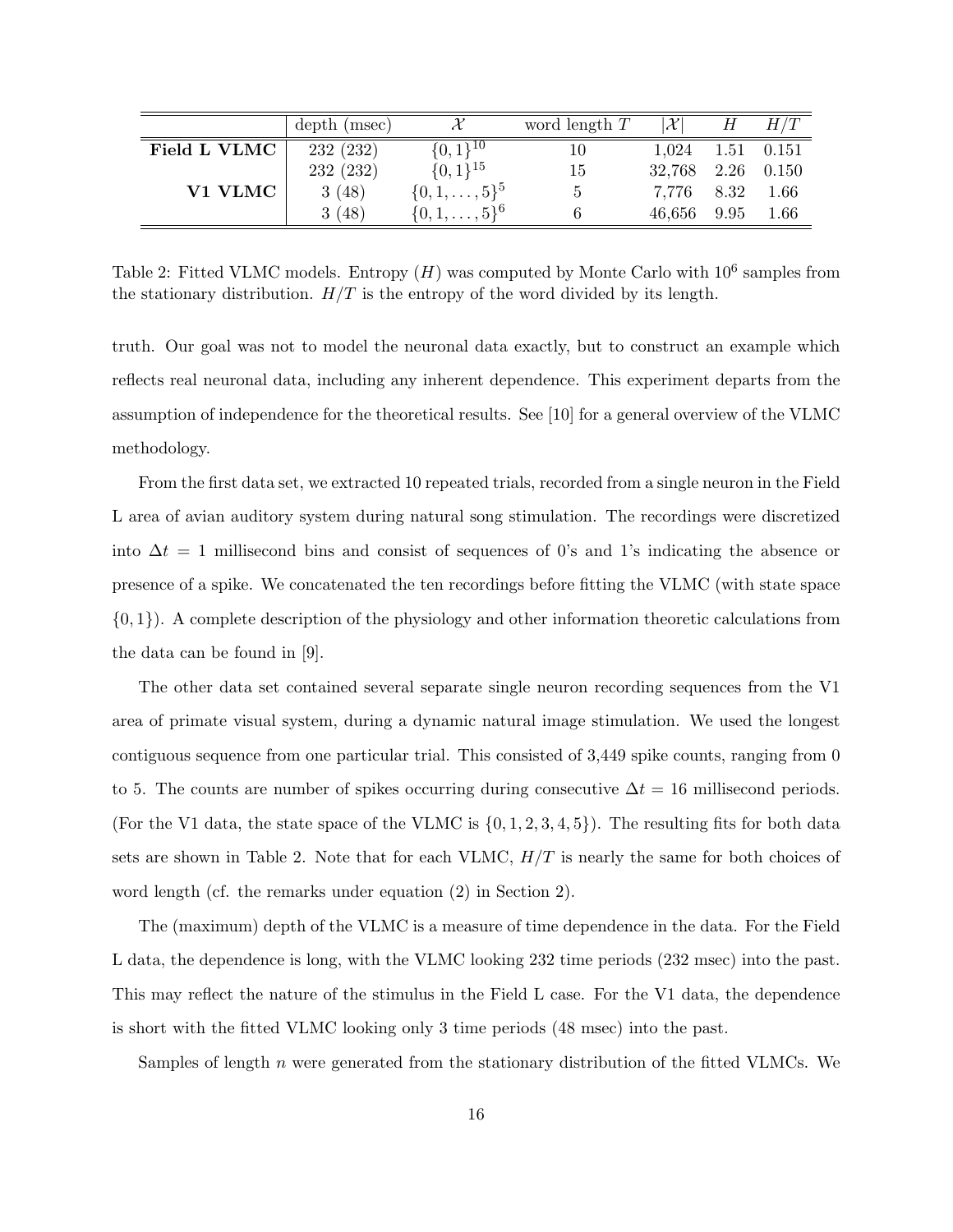| | depth (msec) | $\mathcal{X}$ | word length $T$ | $\lvert\mathcal{X}\rvert$ | $H$ | $H/T$ |
|---|---|---|---|---|---|---|
| **Field L VLMC** | 232 (232) | $\{0,1\}^{10}$ | 10 | 1,024 | 1.51 | 0.151 |
| | 232 (232) | $\{0,1\}^{15}$ | 15 | 32,768 | 2.26 | 0.150 |
| **V1 VLMC** | 3 (48) | $\{0,1,\ldots,5\}^5$ | 5 | 7,776 | 8.32 | 1.66 |
| | 3 (48) | $\{0,1,\ldots,5\}^6$ | 6 | 46,656 | 9.95 | 1.66 |

Table 2: Fitted VLMC models. Entropy ($H$) was computed by Monte Carlo with $10^6$ samples from the stationary distribution. $H/T$ is the entropy of the word divided by its length.

truth. Our goal was not to model the neuronal data exactly, but to construct an example which reflects real neuronal data, including any inherent dependence. This experiment departs from the assumption of independence for the theoretical results. See [10] for a general overview of the VLMC methodology.

From the first data set, we extracted 10 repeated trials, recorded from a single neuron in the Field L area of avian auditory system during natural song stimulation. The recordings were discretized into $\Delta t = 1$ millisecond bins and consist of sequences of 0's and 1's indicating the absence or presence of a spike. We concatenated the ten recordings before fitting the VLMC (with state space $\{0, 1\}$). A complete description of the physiology and other information theoretic calculations from the data can be found in [9].

The other data set contained several separate single neuron recording sequences from the V1 area of primate visual system, during a dynamic natural image stimulation. We used the longest contiguous sequence from one particular trial. This consisted of 3,449 spike counts, ranging from 0 to 5. The counts are number of spikes occurring during consecutive $\Delta t = 16$ millisecond periods. (For the V1 data, the state space of the VLMC is $\{0, 1, 2, 3, 4, 5\}$). The resulting fits for both data sets are shown in Table 2. Note that for each VLMC, $H/T$ is nearly the same for both choices of word length (cf. the remarks under equation (2) in Section 2).

The (maximum) depth of the VLMC is a measure of time dependence in the data. For the Field L data, the dependence is long, with the VLMC looking 232 time periods (232 msec) into the past. This may reflect the nature of the stimulus in the Field L case. For the V1 data, the dependence is short with the fitted VLMC looking only 3 time periods (48 msec) into the past.

Samples of length $n$ were generated from the stationary distribution of the fitted VLMCs. We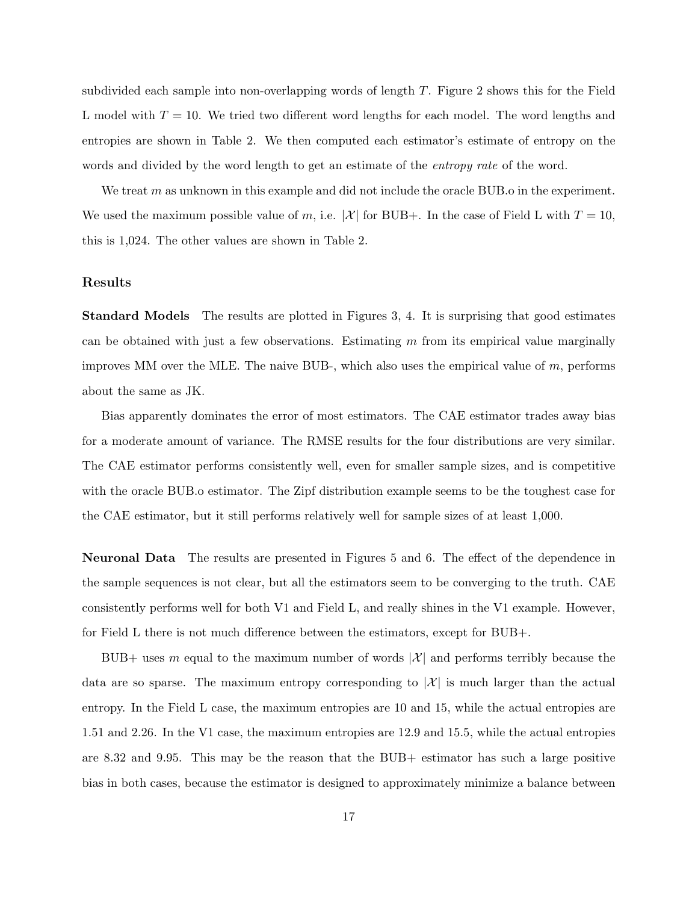subdivided each sample into non-overlapping words of length $T$. Figure 2 shows this for the Field L model with $T = 10$. We tried two different word lengths for each model. The word lengths and entropies are shown in Table 2. We then computed each estimator's estimate of entropy on the words and divided by the word length to get an estimate of the *entropy rate* of the word.

We treat $m$ as unknown in this example and did not include the oracle BUB.o in the experiment. We used the maximum possible value of $m$, i.e. $|\mathcal{X}|$ for BUB+. In the case of Field L with $T = 10$, this is 1,024. The other values are shown in Table 2.

### Results

**Standard Models** The results are plotted in Figures 3, 4. It is surprising that good estimates can be obtained with just a few observations. Estimating $m$ from its empirical value marginally improves MM over the MLE. The naive BUB-, which also uses the empirical value of $m$, performs about the same as JK.

Bias apparently dominates the error of most estimators. The CAE estimator trades away bias for a moderate amount of variance. The RMSE results for the four distributions are very similar. The CAE estimator performs consistently well, even for smaller sample sizes, and is competitive with the oracle BUB.o estimator. The Zipf distribution example seems to be the toughest case for the CAE estimator, but it still performs relatively well for sample sizes of at least 1,000.

**Neuronal Data** The results are presented in Figures 5 and 6. The effect of the dependence in the sample sequences is not clear, but all the estimators seem to be converging to the truth. CAE consistently performs well for both V1 and Field L, and really shines in the V1 example. However, for Field L there is not much difference between the estimators, except for BUB+.

BUB+ uses $m$ equal to the maximum number of words $|\mathcal{X}|$ and performs terribly because the data are so sparse. The maximum entropy corresponding to $|\mathcal{X}|$ is much larger than the actual entropy. In the Field L case, the maximum entropies are 10 and 15, while the actual entropies are 1.51 and 2.26. In the V1 case, the maximum entropies are 12.9 and 15.5, while the actual entropies are 8.32 and 9.95. This may be the reason that the BUB+ estimator has such a large positive bias in both cases, because the estimator is designed to approximately minimize a balance between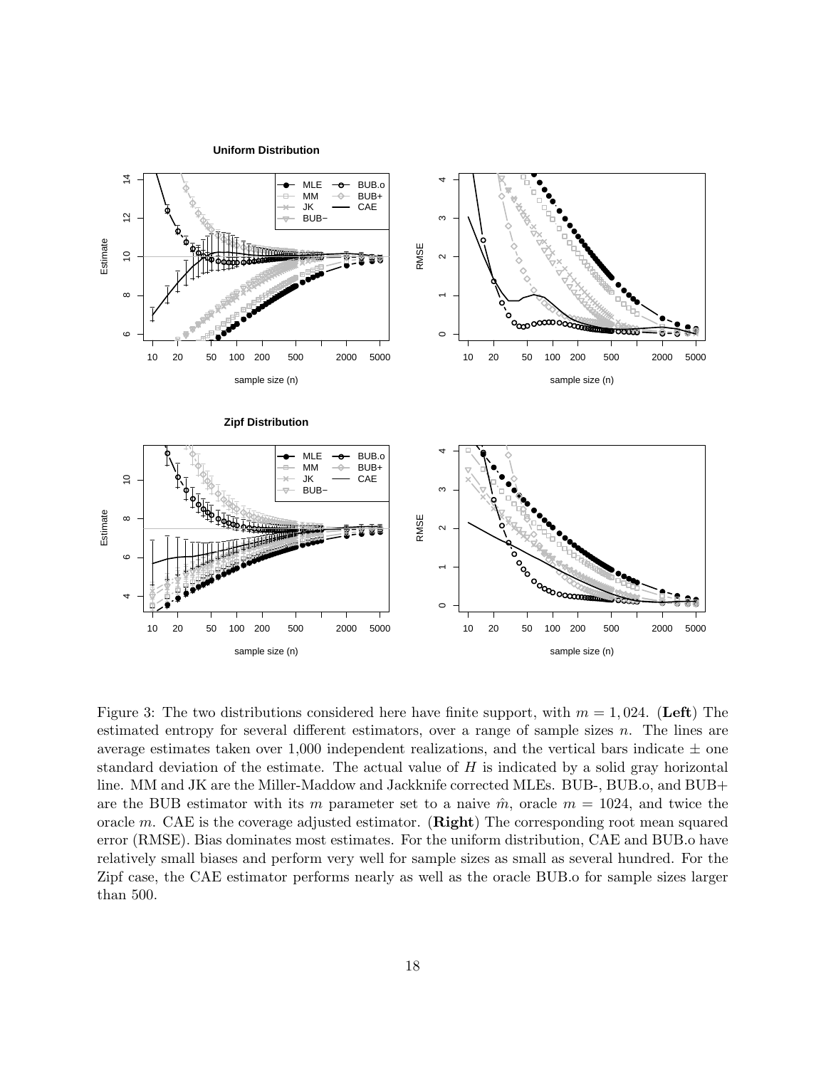Figure 3: The two distributions considered here have finite support, with $m = 1,024$. (**Left**) The estimated entropy for several different estimators, over a range of sample sizes $n$. The lines are average estimates taken over 1,000 independent realizations, and the vertical bars indicate $\pm$ one standard deviation of the estimate. The actual value of $H$ is indicated by a solid gray horizontal line. MM and JK are the Miller-Maddow and Jackknife corrected MLEs. BUB-, BUB.o, and BUB+ are the BUB estimator with its $m$ parameter set to a naive $\hat{m}$, oracle $m = 1024$, and twice the oracle $m$. CAE is the coverage adjusted estimator. (**Right**) The corresponding root mean squared error (RMSE). Bias dominates most estimates. For the uniform distribution, CAE and BUB.o have relatively small biases and perform very well for sample sizes as small as several hundred. For the Zipf case, the CAE estimator performs nearly as well as the oracle BUB.o for sample sizes larger than 500.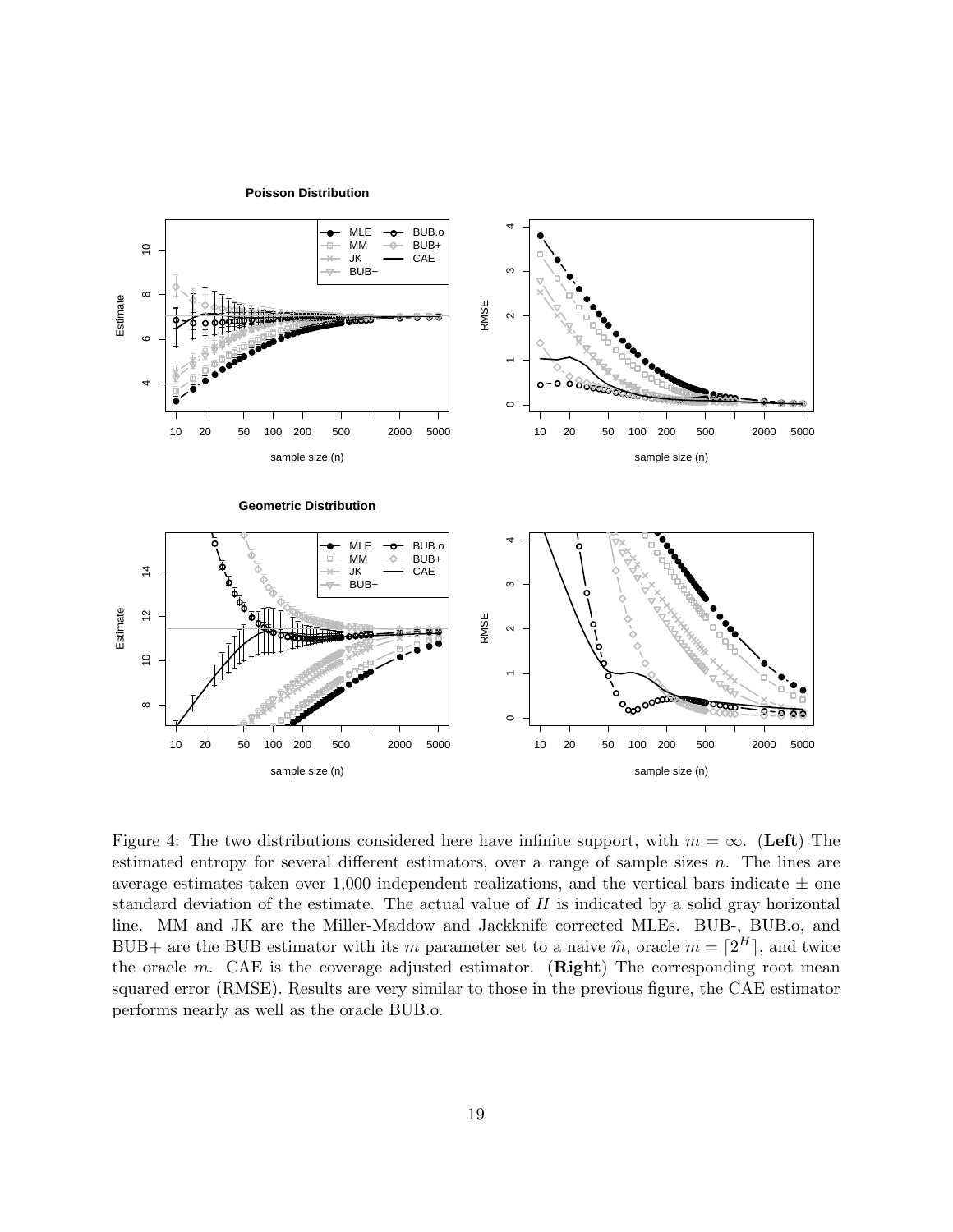Figure 4: The two distributions considered here have infinite support, with $m = \infty$. (**Left**) The estimated entropy for several different estimators, over a range of sample sizes $n$. The lines are average estimates taken over 1,000 independent realizations, and the vertical bars indicate $\pm$ one standard deviation of the estimate. The actual value of $H$ is indicated by a solid gray horizontal line. MM and JK are the Miller-Maddow and Jackknife corrected MLEs. BUB-, BUB.o, and BUB+ are the BUB estimator with its $m$ parameter set to a naive $\hat{m}$, oracle $m = \lceil 2^H \rceil$, and twice the oracle $m$. CAE is the coverage adjusted estimator. (**Right**) The corresponding root mean squared error (RMSE). Results are very similar to those in the previous figure, the CAE estimator performs nearly as well as the oracle BUB.o.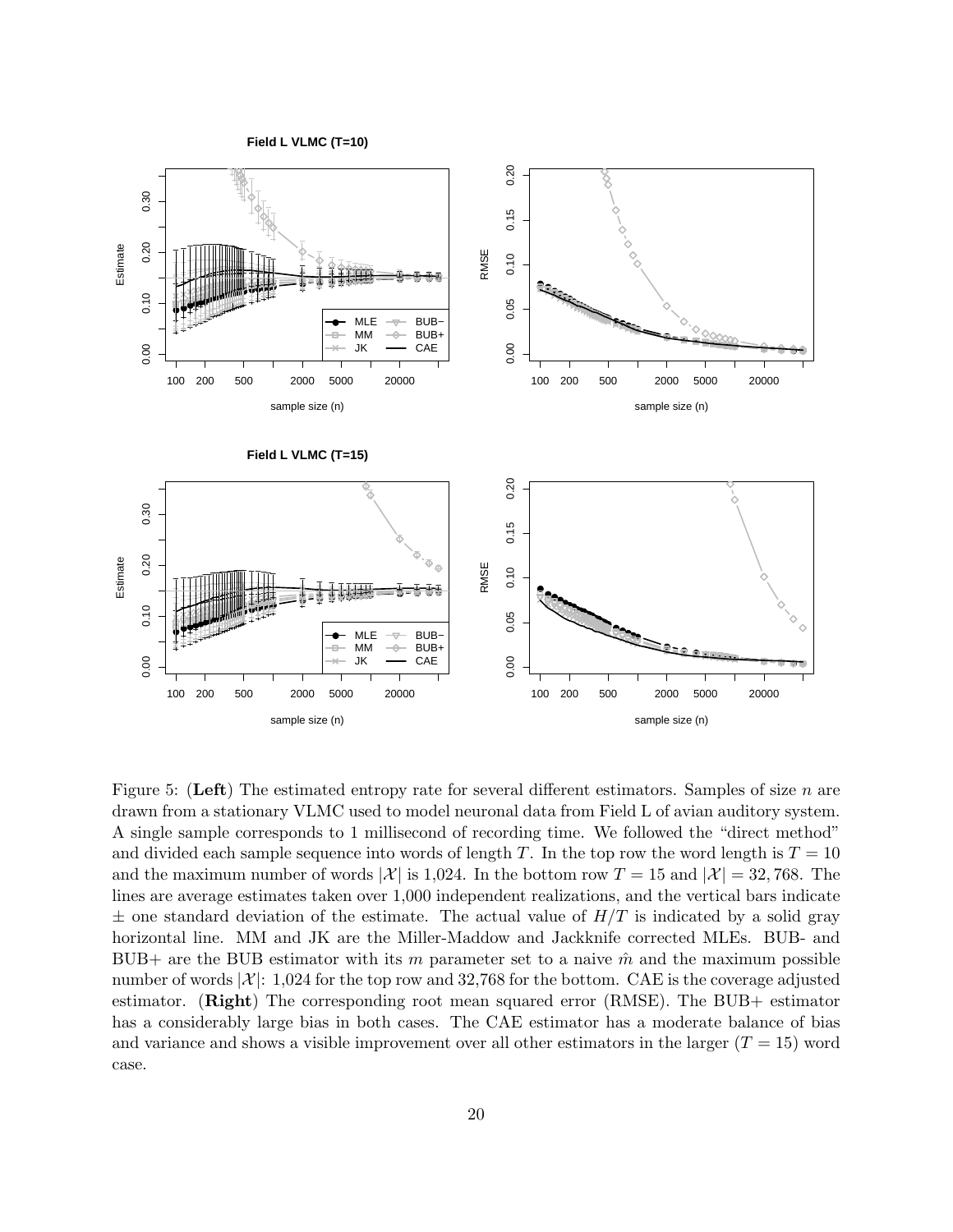Figure 5: (**Left**) The estimated entropy rate for several different estimators. Samples of size $n$ are drawn from a stationary VLMC used to model neuronal data from Field L of avian auditory system. A single sample corresponds to 1 millisecond of recording time. We followed the "direct method" and divided each sample sequence into words of length $T$. In the top row the word length is $T = 10$ and the maximum number of words $|\mathcal{X}|$ is 1,024. In the bottom row $T = 15$ and $|\mathcal{X}| = 32,768$. The lines are average estimates taken over 1,000 independent realizations, and the vertical bars indicate $\pm$ one standard deviation of the estimate. The actual value of $H/T$ is indicated by a solid gray horizontal line. MM and JK are the Miller-Maddow and Jackknife corrected MLEs. BUB- and BUB+ are the BUB estimator with its $m$ parameter set to a naive $\hat{m}$ and the maximum possible number of words $|\mathcal{X}|$: 1,024 for the top row and 32,768 for the bottom. CAE is the coverage adjusted estimator. (**Right**) The corresponding root mean squared error (RMSE). The BUB+ estimator has a considerably large bias in both cases. The CAE estimator has a moderate balance of bias and variance and shows a visible improvement over all other estimators in the larger ($T = 15$) word case.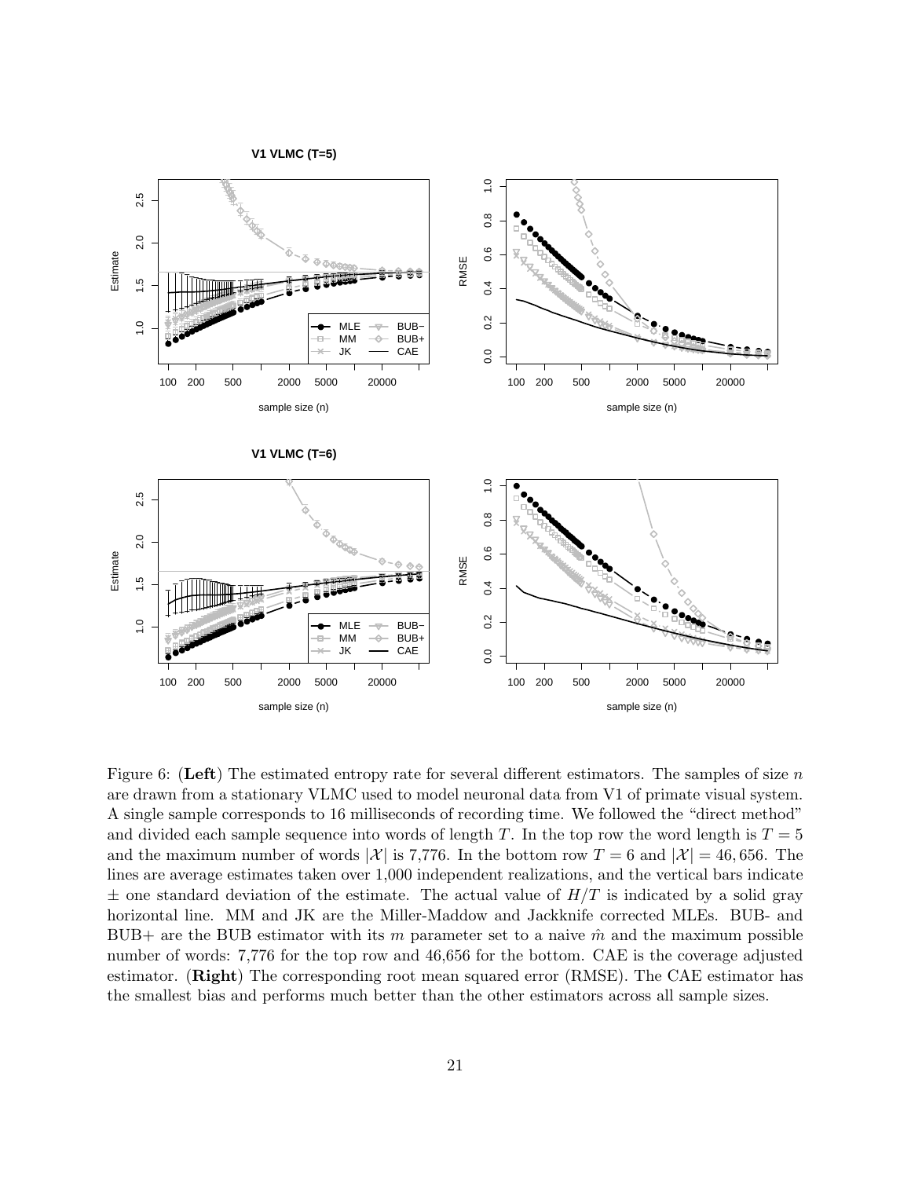Figure 6: (**Left**) The estimated entropy rate for several different estimators. The samples of size $n$ are drawn from a stationary VLMC used to model neuronal data from V1 of primate visual system. A single sample corresponds to 16 milliseconds of recording time. We followed the "direct method" and divided each sample sequence into words of length $T$. In the top row the word length is $T = 5$ and the maximum number of words $|\mathcal{X}|$ is 7,776. In the bottom row $T = 6$ and $|\mathcal{X}| = 46,656$. The lines are average estimates taken over 1,000 independent realizations, and the vertical bars indicate $\pm$ one standard deviation of the estimate. The actual value of $H/T$ is indicated by a solid gray horizontal line. MM and JK are the Miller-Maddow and Jackknife corrected MLEs. BUB- and BUB+ are the BUB estimator with its $m$ parameter set to a naive $\hat{m}$ and the maximum possible number of words: 7,776 for the top row and 46,656 for the bottom. CAE is the coverage adjusted estimator. (**Right**) The corresponding root mean squared error (RMSE). The CAE estimator has the smallest bias and performs much better than the other estimators across all sample sizes.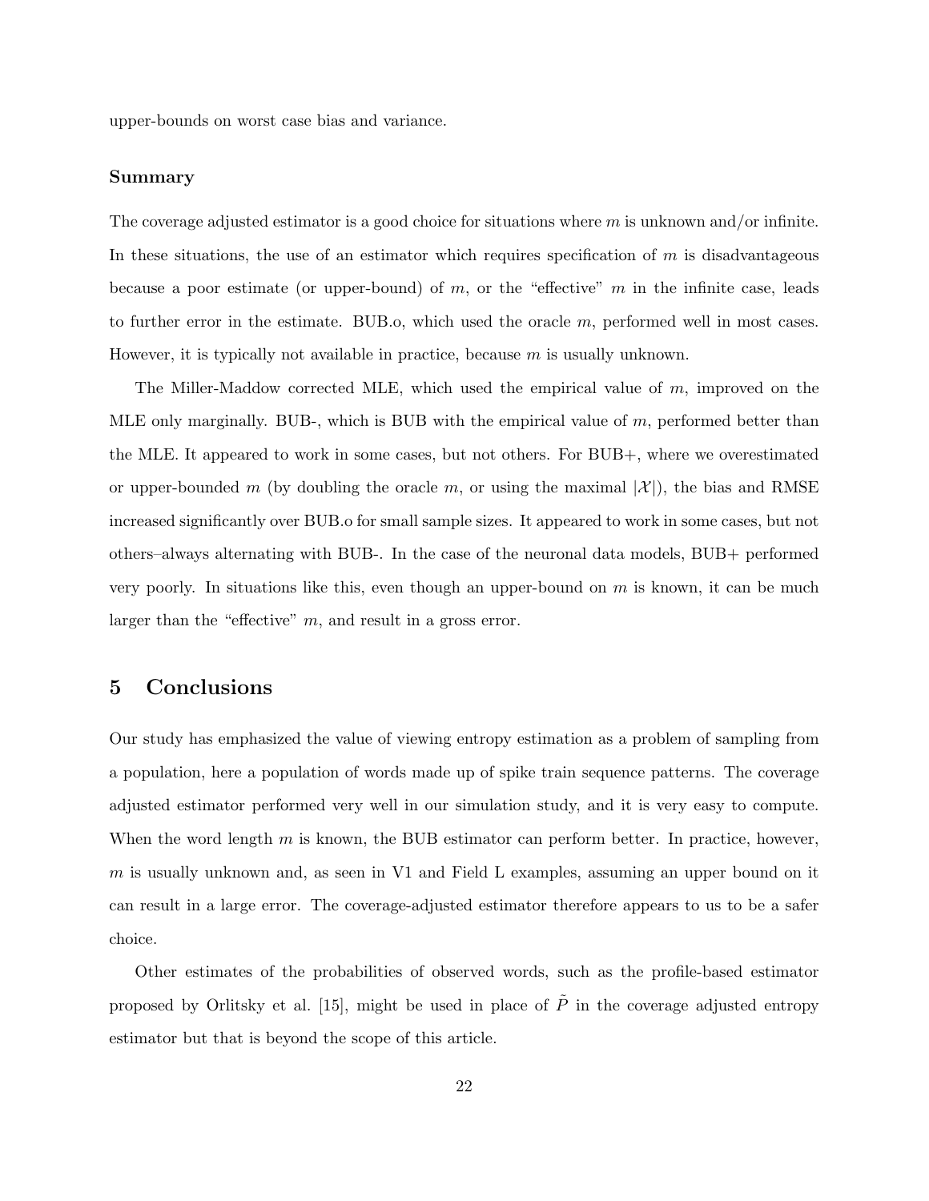upper-bounds on worst case bias and variance.

### Summary

The coverage adjusted estimator is a good choice for situations where $m$ is unknown and/or infinite. In these situations, the use of an estimator which requires specification of $m$ is disadvantageous because a poor estimate (or upper-bound) of $m$, or the "effective" $m$ in the infinite case, leads to further error in the estimate. BUB.o, which used the oracle $m$, performed well in most cases. However, it is typically not available in practice, because $m$ is usually unknown.

The Miller-Maddow corrected MLE, which used the empirical value of $m$, improved on the MLE only marginally. BUB-, which is BUB with the empirical value of $m$, performed better than the MLE. It appeared to work in some cases, but not others. For BUB+, where we overestimated or upper-bounded $m$ (by doubling the oracle $m$, or using the maximal $|\mathcal{X}|$), the bias and RMSE increased significantly over BUB.o for small sample sizes. It appeared to work in some cases, but not others–always alternating with BUB-. In the case of the neuronal data models, BUB+ performed very poorly. In situations like this, even though an upper-bound on $m$ is known, it can be much larger than the "effective" $m$, and result in a gross error.

## 5 Conclusions

Our study has emphasized the value of viewing entropy estimation as a problem of sampling from a population, here a population of words made up of spike train sequence patterns. The coverage adjusted estimator performed very well in our simulation study, and it is very easy to compute. When the word length $m$ is known, the BUB estimator can perform better. In practice, however, $m$ is usually unknown and, as seen in V1 and Field L examples, assuming an upper bound on it can result in a large error. The coverage-adjusted estimator therefore appears to us to be a safer choice.

Other estimates of the probabilities of observed words, such as the profile-based estimator proposed by Orlitsky et al. [15], might be used in place of $\tilde{P}$ in the coverage adjusted entropy estimator but that is beyond the scope of this article.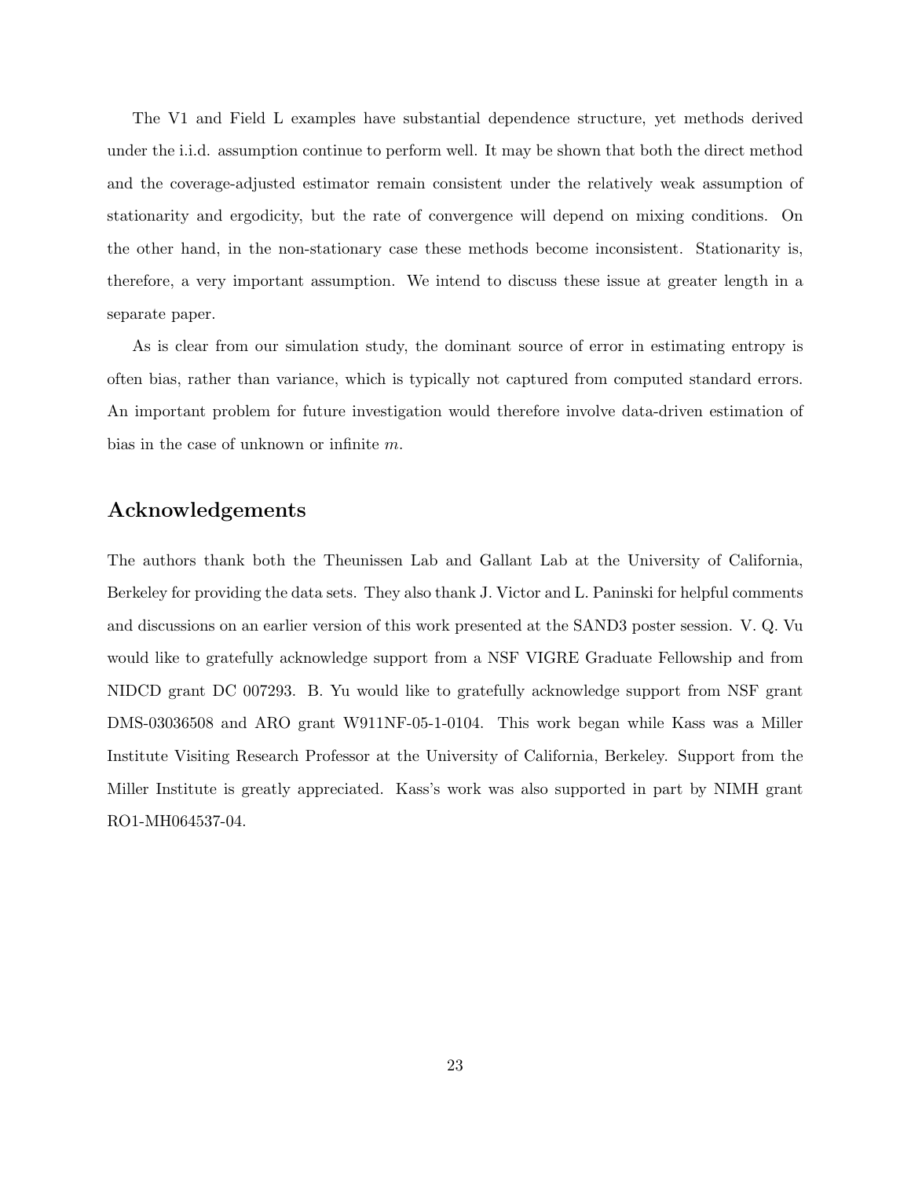The V1 and Field L examples have substantial dependence structure, yet methods derived under the i.i.d. assumption continue to perform well. It may be shown that both the direct method and the coverage-adjusted estimator remain consistent under the relatively weak assumption of stationarity and ergodicity, but the rate of convergence will depend on mixing conditions. On the other hand, in the non-stationary case these methods become inconsistent. Stationarity is, therefore, a very important assumption. We intend to discuss these issue at greater length in a separate paper.

As is clear from our simulation study, the dominant source of error in estimating entropy is often bias, rather than variance, which is typically not captured from computed standard errors. An important problem for future investigation would therefore involve data-driven estimation of bias in the case of unknown or infinite $m$.

## Acknowledgements

The authors thank both the Theunissen Lab and Gallant Lab at the University of California, Berkeley for providing the data sets. They also thank J. Victor and L. Paninski for helpful comments and discussions on an earlier version of this work presented at the SAND3 poster session. V. Q. Vu would like to gratefully acknowledge support from a NSF VIGRE Graduate Fellowship and from NIDCD grant DC 007293. B. Yu would like to gratefully acknowledge support from NSF grant DMS-03036508 and ARO grant W911NF-05-1-0104. This work began while Kass was a Miller Institute Visiting Research Professor at the University of California, Berkeley. Support from the Miller Institute is greatly appreciated. Kass's work was also supported in part by NIMH grant RO1-MH064537-04.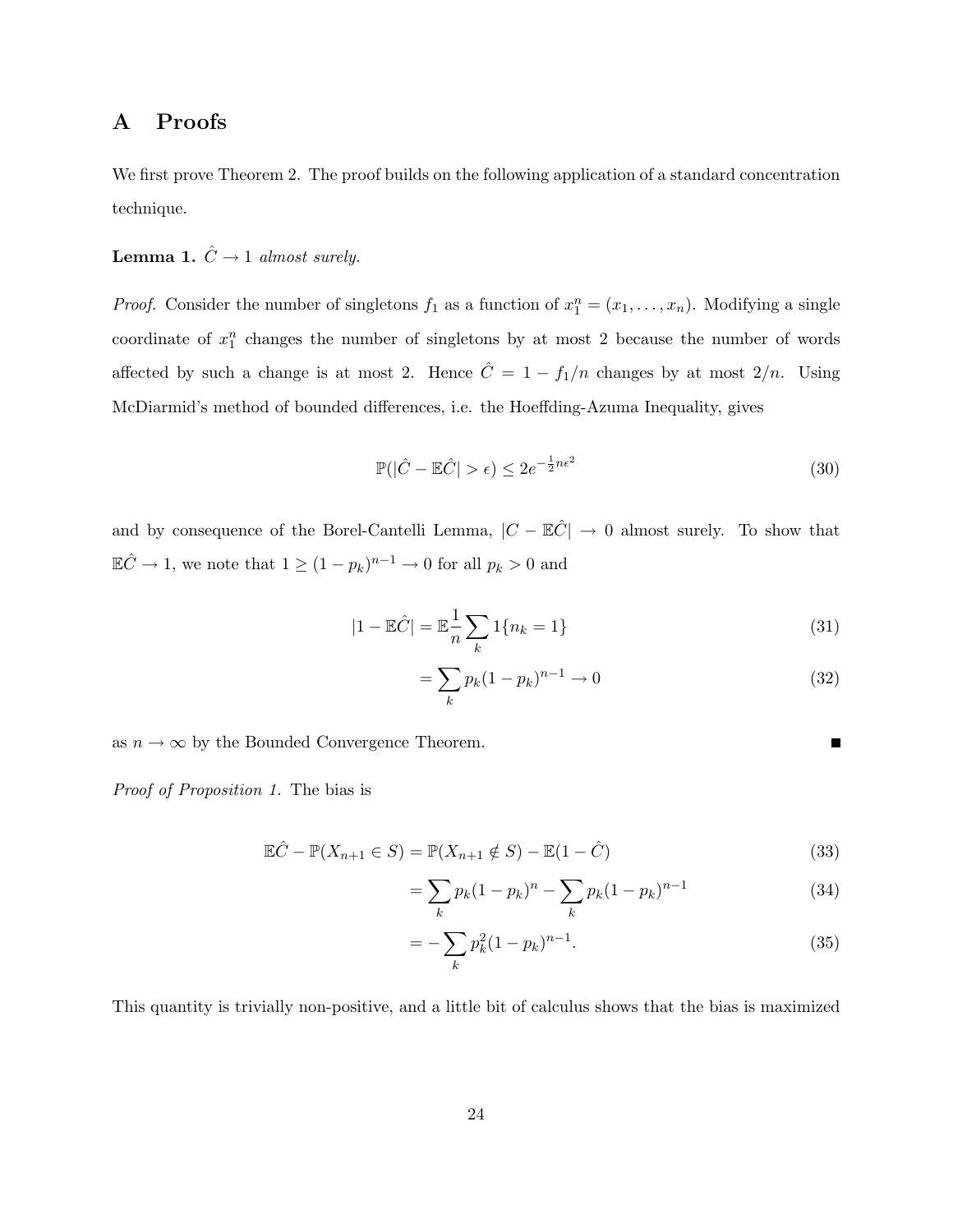# A Proofs

We first prove Theorem 2. The proof builds on the following application of a standard concentration technique.

**Lemma 1.** *$\hat{C} \to 1$ almost surely.*

*Proof.* Consider the number of singletons $f_1$ as a function of $x_1^n = (x_1, \ldots, x_n)$. Modifying a single coordinate of $x_1^n$ changes the number of singletons by at most 2 because the number of words affected by such a change is at most 2. Hence $\hat{C} = 1 - f_1/n$ changes by at most $2/n$. Using McDiarmid's method of bounded differences, i.e. the Hoeffding-Azuma Inequality, gives

$$\mathbb{P}(|\hat{C} - \mathbb{E}\hat{C}| > \epsilon) \leq 2e^{-\frac{1}{2}n\epsilon^2} \tag{30}$$

and by consequence of the Borel-Cantelli Lemma, $|C - \mathbb{E}\hat{C}| \to 0$ almost surely. To show that $\mathbb{E}\hat{C} \to 1$, we note that $1 \geq (1 - p_k)^{n-1} \to 0$ for all $p_k > 0$ and

$$|1 - \mathbb{E}\hat{C}| = \mathbb{E}\frac{1}{n}\sum_k 1\{n_k = 1\} \tag{31}$$

$$= \sum_k p_k(1 - p_k)^{n-1} \to 0 \tag{32}$$

as $n \to \infty$ by the Bounded Convergence Theorem. ∎

*Proof of Proposition 1.* The bias is

$$\mathbb{E}\hat{C} - \mathbb{P}(X_{n+1} \in S) = \mathbb{P}(X_{n+1} \notin S) - \mathbb{E}(1 - \hat{C}) \tag{33}$$

$$= \sum_k p_k(1 - p_k)^n - \sum_k p_k(1 - p_k)^{n-1} \tag{34}$$

$$= -\sum_k p_k^2(1 - p_k)^{n-1}. \tag{35}$$

This quantity is trivially non-positive, and a little bit of calculus shows that the bias is maximized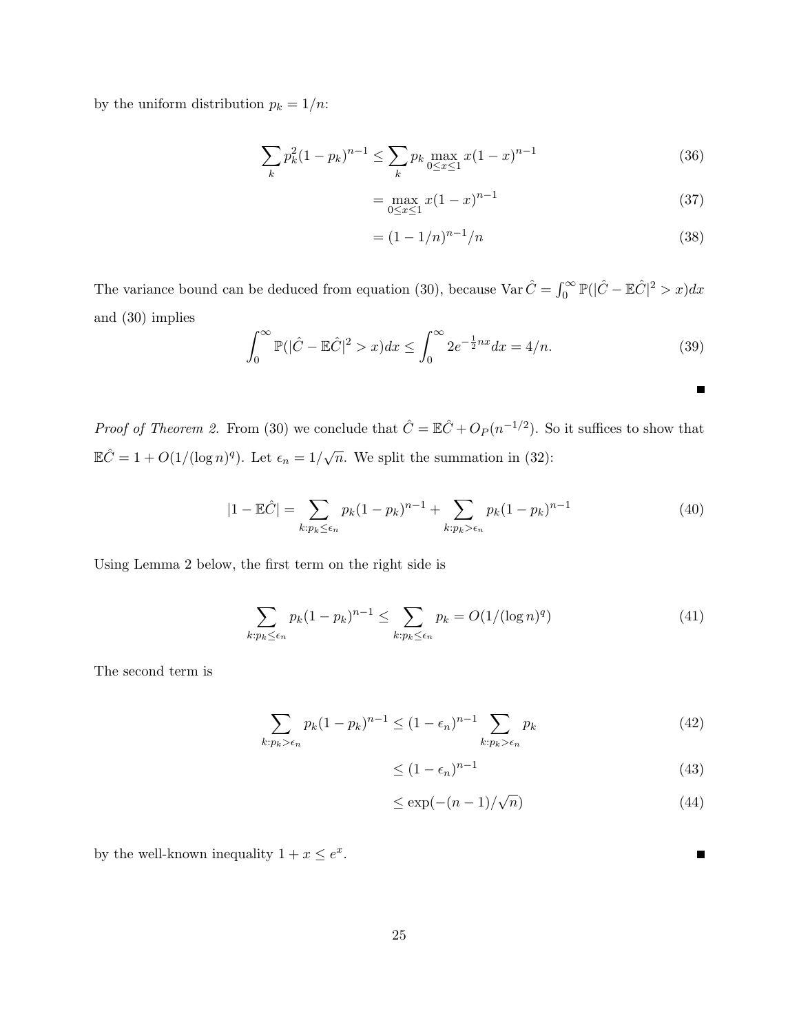by the uniform distribution $p_k = 1/n$:

$$\sum_k p_k^2(1-p_k)^{n-1} \le \sum_k p_k \max_{0\le x\le 1} x(1-x)^{n-1} \tag{36}$$

$$= \max_{0\le x\le 1} x(1-x)^{n-1} \tag{37}$$

$$= (1-1/n)^{n-1}/n \tag{38}$$

The variance bound can be deduced from equation (30), because $\operatorname{Var}\hat{C} = \int_0^\infty \mathbb{P}(|\hat{C}-\mathbb{E}\hat{C}|^2 > x)dx$ and (30) implies

$$\int_0^\infty \mathbb{P}(|\hat{C}-\mathbb{E}\hat{C}|^2 > x)dx \le \int_0^\infty 2e^{-\frac{1}{2}nx}dx = 4/n. \tag{39}$$

∎

*Proof of Theorem 2.* From (30) we conclude that $\hat{C} = \mathbb{E}\hat{C} + O_P(n^{-1/2})$. So it suffices to show that $\mathbb{E}\hat{C} = 1 + O(1/(\log n)^q)$. Let $\epsilon_n = 1/\sqrt{n}$. We split the summation in (32):

$$|1-\mathbb{E}\hat{C}| = \sum_{k:p_k\le\epsilon_n} p_k(1-p_k)^{n-1} + \sum_{k:p_k>\epsilon_n} p_k(1-p_k)^{n-1} \tag{40}$$

Using Lemma 2 below, the first term on the right side is

$$\sum_{k:p_k\le\epsilon_n} p_k(1-p_k)^{n-1} \le \sum_{k:p_k\le\epsilon_n} p_k = O(1/(\log n)^q) \tag{41}$$

The second term is

$$\sum_{k:p_k>\epsilon_n} p_k(1-p_k)^{n-1} \le (1-\epsilon_n)^{n-1} \sum_{k:p_k>\epsilon_n} p_k \tag{42}$$

$$\le (1-\epsilon_n)^{n-1} \tag{43}$$

$$\le \exp(-(n-1)/\sqrt{n}) \tag{44}$$

by the well-known inequality $1 + x \le e^x$. ∎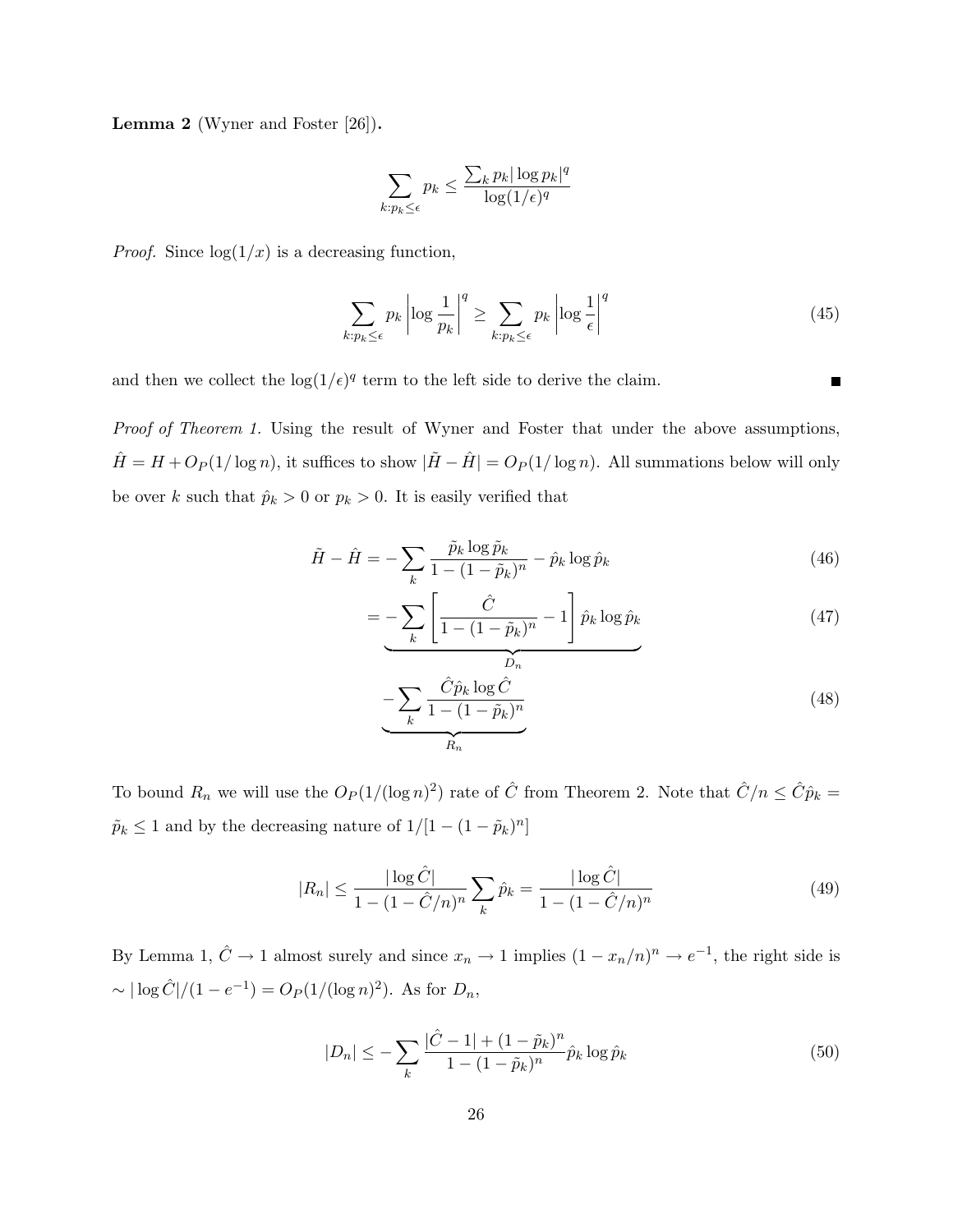**Lemma 2** (Wyner and Foster [26])**.**

$$\sum_{k:p_k \leq \epsilon} p_k \leq \frac{\sum_k p_k |\log p_k|^q}{\log(1/\epsilon)^q}$$

*Proof.* Since $\log(1/x)$ is a decreasing function,

$$\sum_{k:p_k \leq \epsilon} p_k \left|\log \frac{1}{p_k}\right|^q \geq \sum_{k:p_k \leq \epsilon} p_k \left|\log \frac{1}{\epsilon}\right|^q \tag{45}$$

and then we collect the $\log(1/\epsilon)^q$ term to the left side to derive the claim. ∎

*Proof of Theorem 1.* Using the result of Wyner and Foster that under the above assumptions, $\hat{H} = H + O_P(1/\log n)$, it suffices to show $|\tilde{H} - \hat{H}| = O_P(1/\log n)$. All summations below will only be over $k$ such that $\hat{p}_k > 0$ or $p_k > 0$. It is easily verified that

$$\tilde{H} - \hat{H} = -\sum_k \frac{\tilde{p}_k \log \tilde{p}_k}{1 - (1 - \tilde{p}_k)^n} - \hat{p}_k \log \hat{p}_k \tag{46}$$

$$= \underbrace{-\sum_k \left[\frac{\hat{C}}{1 - (1 - \tilde{p}_k)^n} - 1\right] \hat{p}_k \log \hat{p}_k}_{D_n} \tag{47}$$

$$\underbrace{-\sum_k \frac{\hat{C}\hat{p}_k \log \hat{C}}{1 - (1 - \tilde{p}_k)^n}}_{R_n} \tag{48}$$

To bound $R_n$ we will use the $O_P(1/(\log n)^2)$ rate of $\hat{C}$ from Theorem 2. Note that $\hat{C}/n \leq \hat{C}\hat{p}_k = \tilde{p}_k \leq 1$ and by the decreasing nature of $1/[1 - (1 - \tilde{p}_k)^n]$

$$|R_n| \leq \frac{|\log \hat{C}|}{1 - (1 - \hat{C}/n)^n} \sum_k \hat{p}_k = \frac{|\log \hat{C}|}{1 - (1 - \hat{C}/n)^n} \tag{49}$$

By Lemma 1, $\hat{C} \to 1$ almost surely and since $x_n \to 1$ implies $(1 - x_n/n)^n \to e^{-1}$, the right side is $\sim |\log \hat{C}|/(1 - e^{-1}) = O_P(1/(\log n)^2)$. As for $D_n$,

$$|D_n| \leq -\sum_k \frac{|\hat{C} - 1| + (1 - \tilde{p}_k)^n}{1 - (1 - \tilde{p}_k)^n} \hat{p}_k \log \hat{p}_k \tag{50}$$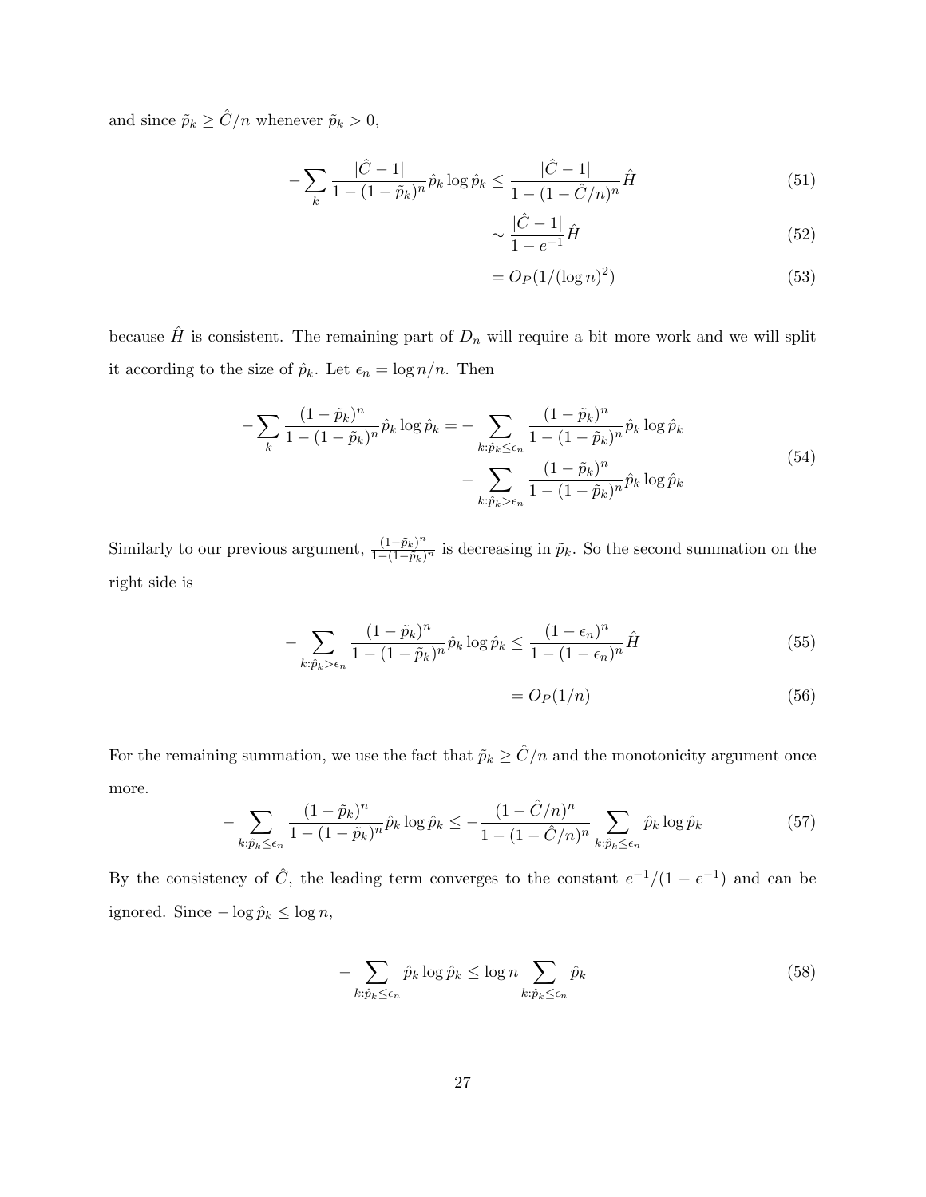and since $\tilde{p}_k \geq \hat{C}/n$ whenever $\tilde{p}_k > 0$,

$$
-\sum_k \frac{|\hat{C}-1|}{1-(1-\tilde{p}_k)^n} \hat{p}_k \log \hat{p}_k \leq \frac{|\hat{C}-1|}{1-(1-\hat{C}/n)^n} \hat{H} \tag{51}
$$

$$
\sim \frac{|\hat{C}-1|}{1-e^{-1}} \hat{H} \tag{52}
$$

$$
= O_P(1/(\log n)^2) \tag{53}
$$

because $\hat{H}$ is consistent. The remaining part of $D_n$ will require a bit more work and we will split it according to the size of $\hat{p}_k$. Let $\epsilon_n = \log n/n$. Then

$$
\begin{aligned}
-\sum_k \frac{(1-\tilde{p}_k)^n}{1-(1-\tilde{p}_k)^n} \hat{p}_k \log \hat{p}_k = &-\sum_{k:\hat{p}_k \leq \epsilon_n} \frac{(1-\tilde{p}_k)^n}{1-(1-\tilde{p}_k)^n} \hat{p}_k \log \hat{p}_k \\
&-\sum_{k:\hat{p}_k > \epsilon_n} \frac{(1-\tilde{p}_k)^n}{1-(1-\tilde{p}_k)^n} \hat{p}_k \log \hat{p}_k
\end{aligned} \tag{54}
$$

Similarly to our previous argument, $\frac{(1-\tilde{p}_k)^n}{1-(1-\tilde{p}_k)^n}$ is decreasing in $\tilde{p}_k$. So the second summation on the right side is

$$
-\sum_{k:\hat{p}_k > \epsilon_n} \frac{(1-\tilde{p}_k)^n}{1-(1-\tilde{p}_k)^n} \hat{p}_k \log \hat{p}_k \leq \frac{(1-\epsilon_n)^n}{1-(1-\epsilon_n)^n} \hat{H} \tag{55}
$$

$$
= O_P(1/n) \tag{56}
$$

For the remaining summation, we use the fact that $\tilde{p}_k \geq \hat{C}/n$ and the monotonicity argument once more.

$$
-\sum_{k:\hat{p}_k \leq \epsilon_n} \frac{(1-\tilde{p}_k)^n}{1-(1-\tilde{p}_k)^n} \hat{p}_k \log \hat{p}_k \leq -\frac{(1-\hat{C}/n)^n}{1-(1-\hat{C}/n)^n} \sum_{k:\hat{p}_k \leq \epsilon_n} \hat{p}_k \log \hat{p}_k \tag{57}
$$

By the consistency of $\hat{C}$, the leading term converges to the constant $e^{-1}/(1-e^{-1})$ and can be ignored. Since $-\log \hat{p}_k \leq \log n$,

$$
-\sum_{k:\hat{p}_k \leq \epsilon_n} \hat{p}_k \log \hat{p}_k \leq \log n \sum_{k:\hat{p}_k \leq \epsilon_n} \hat{p}_k \tag{58}
$$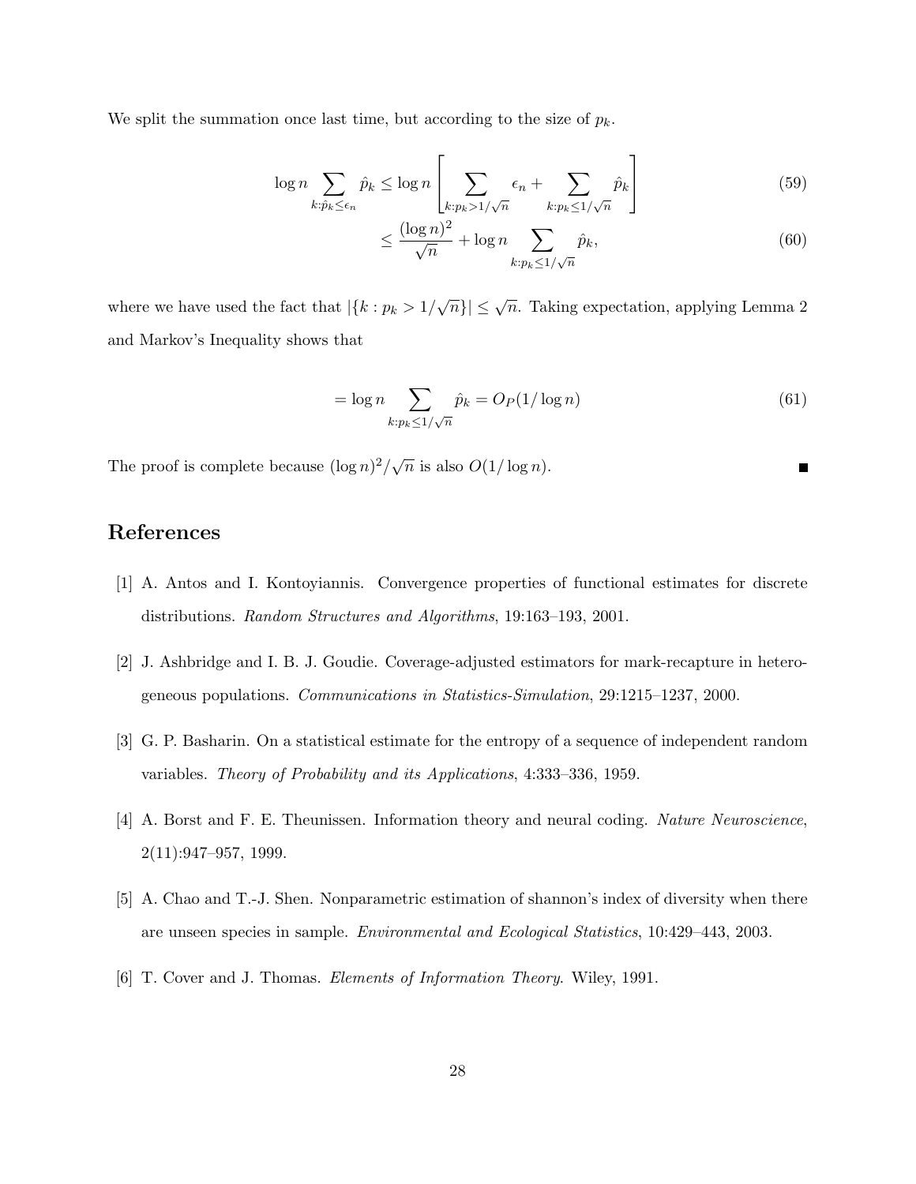We split the summation once last time, but according to the size of $p_k$.

$$\log n \sum_{k:\hat{p}_k \le \epsilon_n} \hat{p}_k \le \log n \left[ \sum_{k:p_k > 1/\sqrt{n}} \epsilon_n + \sum_{k:p_k \le 1/\sqrt{n}} \hat{p}_k \right] \tag{59}$$

$$\le \frac{(\log n)^2}{\sqrt{n}} + \log n \sum_{k:p_k \le 1/\sqrt{n}} \hat{p}_k, \tag{60}$$

where we have used the fact that $|\{k : p_k > 1/\sqrt{n}\}| \le \sqrt{n}$. Taking expectation, applying Lemma 2 and Markov's Inequality shows that

$$= \log n \sum_{k:p_k \le 1/\sqrt{n}} \hat{p}_k = O_P(1/\log n) \tag{61}$$

The proof is complete because $(\log n)^2/\sqrt{n}$ is also $O(1/\log n)$. ■

# References

[1] A. Antos and I. Kontoyiannis. Convergence properties of functional estimates for discrete distributions. *Random Structures and Algorithms*, 19:163–193, 2001.

[2] J. Ashbridge and I. B. J. Goudie. Coverage-adjusted estimators for mark-recapture in heterogeneous populations. *Communications in Statistics-Simulation*, 29:1215–1237, 2000.

[3] G. P. Basharin. On a statistical estimate for the entropy of a sequence of independent random variables. *Theory of Probability and its Applications*, 4:333–336, 1959.

[4] A. Borst and F. E. Theunissen. Information theory and neural coding. *Nature Neuroscience*, 2(11):947–957, 1999.

[5] A. Chao and T.-J. Shen. Nonparametric estimation of shannon's index of diversity when there are unseen species in sample. *Environmental and Ecological Statistics*, 10:429–443, 2003.

[6] T. Cover and J. Thomas. *Elements of Information Theory*. Wiley, 1991.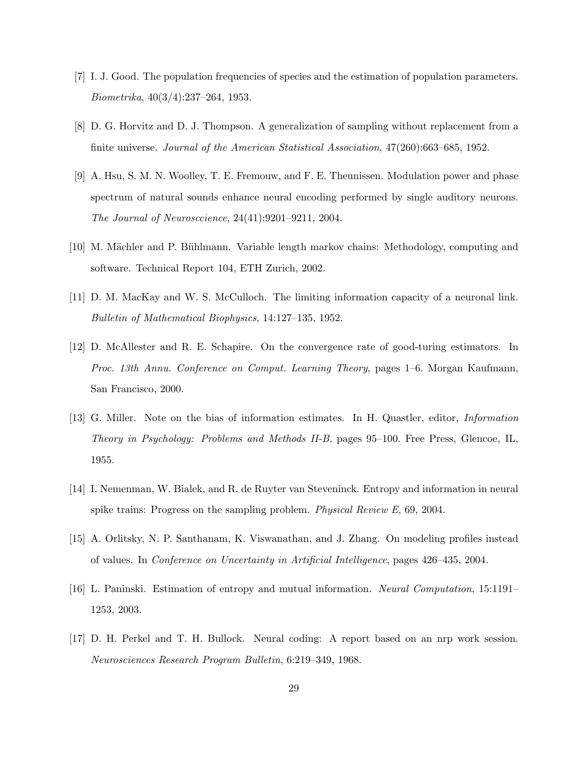[7] I. J. Good. The population frequencies of species and the estimation of population parameters. *Biometrika*, 40(3/4):237–264, 1953.

[8] D. G. Horvitz and D. J. Thompson. A generalization of sampling without replacement from a finite universe. *Journal of the American Statistical Association*, 47(260):663–685, 1952.

[9] A. Hsu, S. M. N. Woolley, T. E. Fremouw, and F. E. Theunissen. Modulation power and phase spectrum of natural sounds enhance neural encoding performed by single auditory neurons. *The Journal of Neurosccience*, 24(41):9201–9211, 2004.

[10] M. Mächler and P. Bühlmann. Variable length markov chains: Methodology, computing and software. Technical Report 104, ETH Zurich, 2002.

[11] D. M. MacKay and W. S. McCulloch. The limiting information capacity of a neuronal link. *Bulletin of Mathematical Biophysics*, 14:127–135, 1952.

[12] D. McAllester and R. E. Schapire. On the convergence rate of good-turing estimators. In *Proc. 13th Annu. Conference on Comput. Learning Theory*, pages 1–6. Morgan Kaufmann, San Francisco, 2000.

[13] G. Miller. Note on the bias of information estimates. In H. Quastler, editor, *Information Theory in Psychology: Problems and Methods II-B*, pages 95–100. Free Press, Glencoe, IL, 1955.

[14] I. Nemenman, W. Bialek, and R. de Ruyter van Steveninck. Entropy and information in neural spike trains: Progress on the sampling problem. *Physical Review E*, 69, 2004.

[15] A. Orlitsky, N. P. Santhanam, K. Viswanathan, and J. Zhang. On modeling profiles instead of values. In *Conference on Uncertainty in Artificial Intelligence*, pages 426–435, 2004.

[16] L. Paninski. Estimation of entropy and mutual information. *Neural Computation*, 15:1191–1253, 2003.

[17] D. H. Perkel and T. H. Bullock. Neural coding: A report based on an nrp work session. *Neurosciences Research Program Bulletin*, 6:219–349, 1968.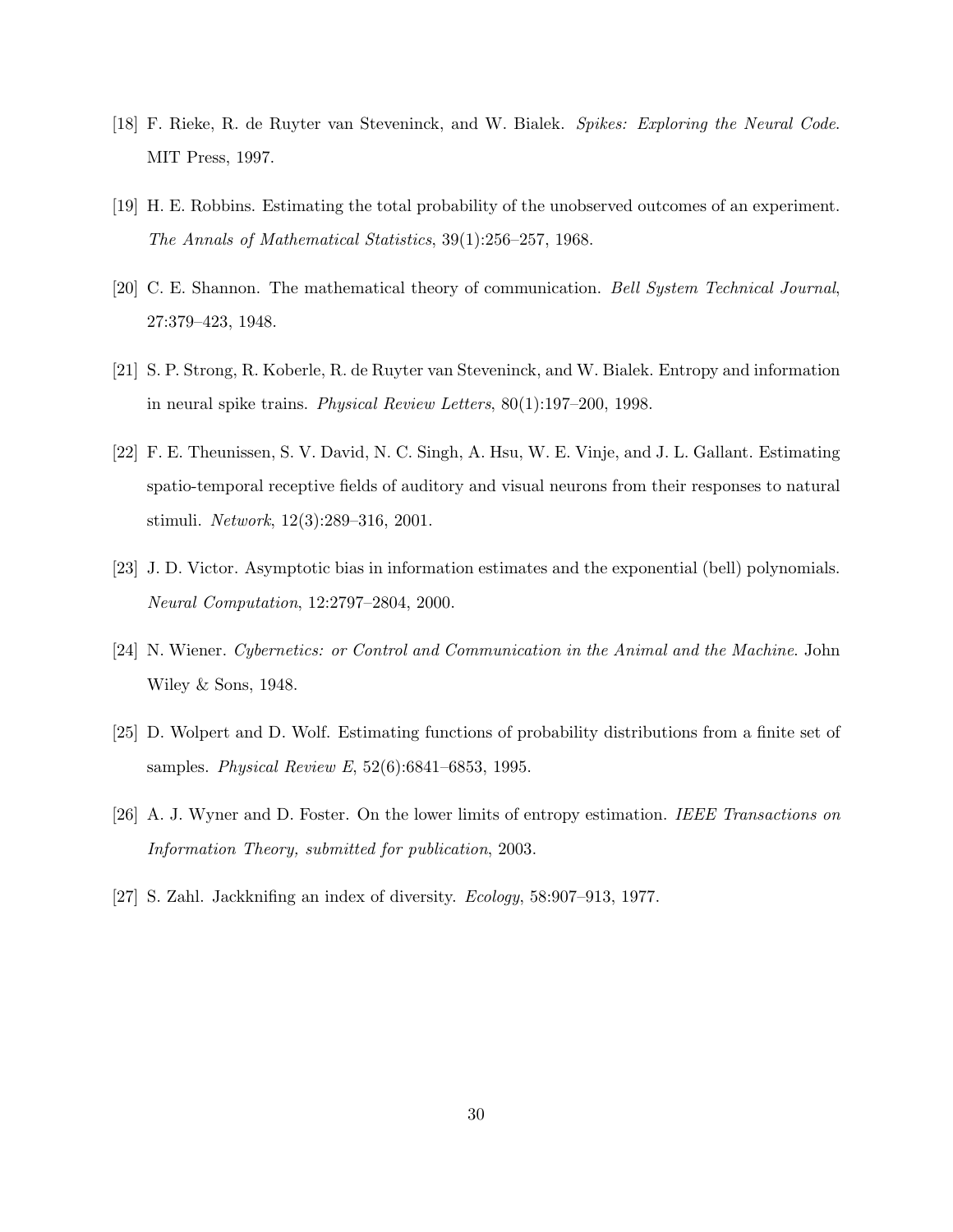[18] F. Rieke, R. de Ruyter van Steveninck, and W. Bialek. *Spikes: Exploring the Neural Code*. MIT Press, 1997.

[19] H. E. Robbins. Estimating the total probability of the unobserved outcomes of an experiment. *The Annals of Mathematical Statistics*, 39(1):256–257, 1968.

[20] C. E. Shannon. The mathematical theory of communication. *Bell System Technical Journal*, 27:379–423, 1948.

[21] S. P. Strong, R. Koberle, R. de Ruyter van Steveninck, and W. Bialek. Entropy and information in neural spike trains. *Physical Review Letters*, 80(1):197–200, 1998.

[22] F. E. Theunissen, S. V. David, N. C. Singh, A. Hsu, W. E. Vinje, and J. L. Gallant. Estimating spatio-temporal receptive fields of auditory and visual neurons from their responses to natural stimuli. *Network*, 12(3):289–316, 2001.

[23] J. D. Victor. Asymptotic bias in information estimates and the exponential (bell) polynomials. *Neural Computation*, 12:2797–2804, 2000.

[24] N. Wiener. *Cybernetics: or Control and Communication in the Animal and the Machine*. John Wiley & Sons, 1948.

[25] D. Wolpert and D. Wolf. Estimating functions of probability distributions from a finite set of samples. *Physical Review E*, 52(6):6841–6853, 1995.

[26] A. J. Wyner and D. Foster. On the lower limits of entropy estimation. *IEEE Transactions on Information Theory, submitted for publication*, 2003.

[27] S. Zahl. Jackknifing an index of diversity. *Ecology*, 58:907–913, 1977.